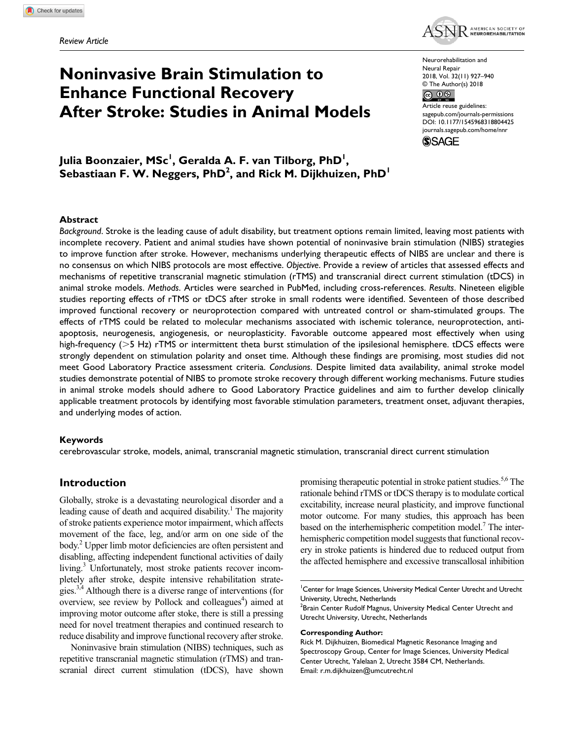*Review Article*

# Noninvasive Brain Stimulation to Enhance Functional Recovery After Stroke: Studies in Animal Models

Neurorehabilitation and Neural Repair
2018, Vol. 32(11) 927–940
© The Author(s) 2018
Article reuse guidelines: sagepub.com/journals-permissions
DOI: 10.1177/1545968318804425
journals.sagepub.com/home/nnr

**Julia Boonzaier, MSc[1], Geralda A. F. van Tilborg, PhD[1], Sebastiaan F. W. Neggers, PhD[2], and Rick M. Dijkhuizen, PhD[1]**

## Abstract

*Background*. Stroke is the leading cause of adult disability, but treatment options remain limited, leaving most patients with incomplete recovery. Patient and animal studies have shown potential of noninvasive brain stimulation (NIBS) strategies to improve function after stroke. However, mechanisms underlying therapeutic effects of NIBS are unclear and there is no consensus on which NIBS protocols are most effective. *Objective*. Provide a review of articles that assessed effects and mechanisms of repetitive transcranial magnetic stimulation (rTMS) and transcranial direct current stimulation (tDCS) in animal stroke models. *Methods*. Articles were searched in PubMed, including cross-references. *Results*. Nineteen eligible studies reporting effects of rTMS or tDCS after stroke in small rodents were identified. Seventeen of those described improved functional recovery or neuroprotection compared with untreated control or sham-stimulated groups. The effects of rTMS could be related to molecular mechanisms associated with ischemic tolerance, neuroprotection, anti-apoptosis, neurogenesis, angiogenesis, or neuroplasticity. Favorable outcome appeared most effectively when using high-frequency (>5 Hz) rTMS or intermittent theta burst stimulation of the ipsilesional hemisphere. tDCS effects were strongly dependent on stimulation polarity and onset time. Although these findings are promising, most studies did not meet Good Laboratory Practice assessment criteria. *Conclusions*. Despite limited data availability, animal stroke model studies demonstrate potential of NIBS to promote stroke recovery through different working mechanisms. Future studies in animal stroke models should adhere to Good Laboratory Practice guidelines and aim to further develop clinically applicable treatment protocols by identifying most favorable stimulation parameters, treatment onset, adjuvant therapies, and underlying modes of action.

### Keywords

cerebrovascular stroke, models, animal, transcranial magnetic stimulation, transcranial direct current stimulation

## Introduction

Globally, stroke is a devastating neurological disorder and a leading cause of death and acquired disability.[1] The majority of stroke patients experience motor impairment, which affects movement of the face, leg, and/or arm on one side of the body.[2] Upper limb motor deficiencies are often persistent and disabling, affecting independent functional activities of daily living.[3] Unfortunately, most stroke patients recover incompletely after stroke, despite intensive rehabilitation strategies.[3,4] Although there is a diverse range of interventions (for overview, see review by Pollock and colleagues[4]) aimed at improving motor outcome after stoke, there is still a pressing need for novel treatment therapies and continued research to reduce disability and improve functional recovery after stroke.

Noninvasive brain stimulation (NIBS) techniques, such as repetitive transcranial magnetic stimulation (rTMS) and transcranial direct current stimulation (tDCS), have shown promising therapeutic potential in stroke patient studies.[5,6] The rationale behind rTMS or tDCS therapy is to modulate cortical excitability, increase neural plasticity, and improve functional motor outcome. For many studies, this approach has been based on the interhemispheric competition model.[7] The interhemispheric competition model suggests that functional recovery in stroke patients is hindered due to reduced output from the affected hemisphere and excessive transcallosal inhibition

---

[1]Center for Image Sciences, University Medical Center Utrecht and Utrecht University, Utrecht, Netherlands
[2]Brain Center Rudolf Magnus, University Medical Center Utrecht and Utrecht University, Utrecht, Netherlands

**Corresponding Author:**
Rick M. Dijkhuizen, Biomedical Magnetic Resonance Imaging and Spectroscopy Group, Center for Image Sciences, University Medical Center Utrecht, Yalelaan 2, Utrecht 3584 CM, Netherlands.
Email: r.m.dijkhuizen@umcutrecht.nl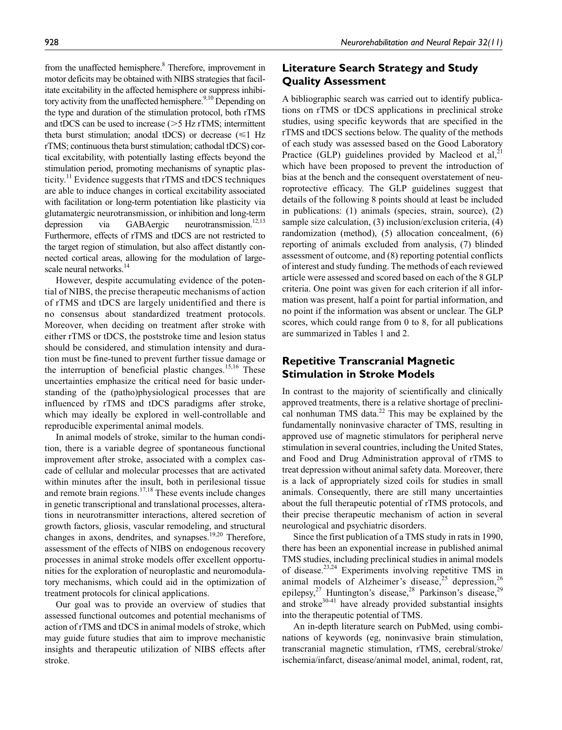from the unaffected hemisphere.[8] Therefore, improvement in motor deficits may be obtained with NIBS strategies that facilitate excitability in the affected hemisphere or suppress inhibitory activity from the unaffected hemisphere.[9,10] Depending on the type and duration of the stimulation protocol, both rTMS and tDCS can be used to increase (>5 Hz rTMS; intermittent theta burst stimulation; anodal tDCS) or decrease (≤1 Hz rTMS; continuous theta burst stimulation; cathodal tDCS) cortical excitability, with potentially lasting effects beyond the stimulation period, promoting mechanisms of synaptic plasticity.[11] Evidence suggests that rTMS and tDCS techniques are able to induce changes in cortical excitability associated with facilitation or long-term potentiation like plasticity via glutamatergic neurotransmission, or inhibition and long-term depression via GABAergic neurotransmission.[12,13] Furthermore, effects of rTMS and tDCS are not restricted to the target region of stimulation, but also affect distantly connected cortical areas, allowing for the modulation of large-scale neural networks.[14]

However, despite accumulating evidence of the potential of NIBS, the precise therapeutic mechanisms of action of rTMS and tDCS are largely unidentified and there is no consensus about standardized treatment protocols. Moreover, when deciding on treatment after stroke with either rTMS or tDCS, the poststroke time and lesion status should be considered, and stimulation intensity and duration must be fine-tuned to prevent further tissue damage or the interruption of beneficial plastic changes.[15,16] These uncertainties emphasize the critical need for basic understanding of the (patho)physiological processes that are influenced by rTMS and tDCS paradigms after stroke, which may ideally be explored in well-controllable and reproducible experimental animal models.

In animal models of stroke, similar to the human condition, there is a variable degree of spontaneous functional improvement after stroke, associated with a complex cascade of cellular and molecular processes that are activated within minutes after the insult, both in perilesional tissue and remote brain regions.[17,18] These events include changes in genetic transcriptional and translational processes, alterations in neurotransmitter interactions, altered secretion of growth factors, gliosis, vascular remodeling, and structural changes in axons, dendrites, and synapses.[19,20] Therefore, assessment of the effects of NIBS on endogenous recovery processes in animal stroke models offer excellent opportunities for the exploration of neuroplastic and neuromodulatory mechanisms, which could aid in the optimization of treatment protocols for clinical applications.

Our goal was to provide an overview of studies that assessed functional outcomes and potential mechanisms of action of rTMS and tDCS in animal models of stroke, which may guide future studies that aim to improve mechanistic insights and therapeutic utilization of NIBS effects after stroke.

## Literature Search Strategy and Study Quality Assessment

A bibliographic search was carried out to identify publications on rTMS or tDCS applications in preclinical stroke studies, using specific keywords that are specified in the rTMS and tDCS sections below. The quality of the methods of each study was assessed based on the Good Laboratory Practice (GLP) guidelines provided by Macleod et al,[21] which have been proposed to prevent the introduction of bias at the bench and the consequent overstatement of neuroprotective efficacy. The GLP guidelines suggest that details of the following 8 points should at least be included in publications: (1) animals (species, strain, source), (2) sample size calculation, (3) inclusion/exclusion criteria, (4) randomization (method), (5) allocation concealment, (6) reporting of animals excluded from analysis, (7) blinded assessment of outcome, and (8) reporting potential conflicts of interest and study funding. The methods of each reviewed article were assessed and scored based on each of the 8 GLP criteria. One point was given for each criterion if all information was present, half a point for partial information, and no point if the information was absent or unclear. The GLP scores, which could range from 0 to 8, for all publications are summarized in Tables 1 and 2.

## Repetitive Transcranial Magnetic Stimulation in Stroke Models

In contrast to the majority of scientifically and clinically approved treatments, there is a relative shortage of preclinical nonhuman TMS data.[22] This may be explained by the fundamentally noninvasive character of TMS, resulting in approved use of magnetic stimulators for peripheral nerve stimulation in several countries, including the United States, and Food and Drug Administration approval of rTMS to treat depression without animal safety data. Moreover, there is a lack of appropriately sized coils for studies in small animals. Consequently, there are still many uncertainties about the full therapeutic potential of rTMS protocols, and their precise therapeutic mechanism of action in several neurological and psychiatric disorders.

Since the first publication of a TMS study in rats in 1990, there has been an exponential increase in published animal TMS studies, including preclinical studies in animal models of disease.[23,24] Experiments involving repetitive TMS in animal models of Alzheimer's disease,[25] depression,[26] epilepsy,[27] Huntington's disease,[28] Parkinson's disease,[29] and stroke[30-41] have already provided substantial insights into the therapeutic potential of TMS.

An in-depth literature search on PubMed, using combinations of keywords (eg, noninvasive brain stimulation, transcranial magnetic stimulation, rTMS, cerebral/stroke/ischemia/infarct, disease/animal model, animal, rodent, rat,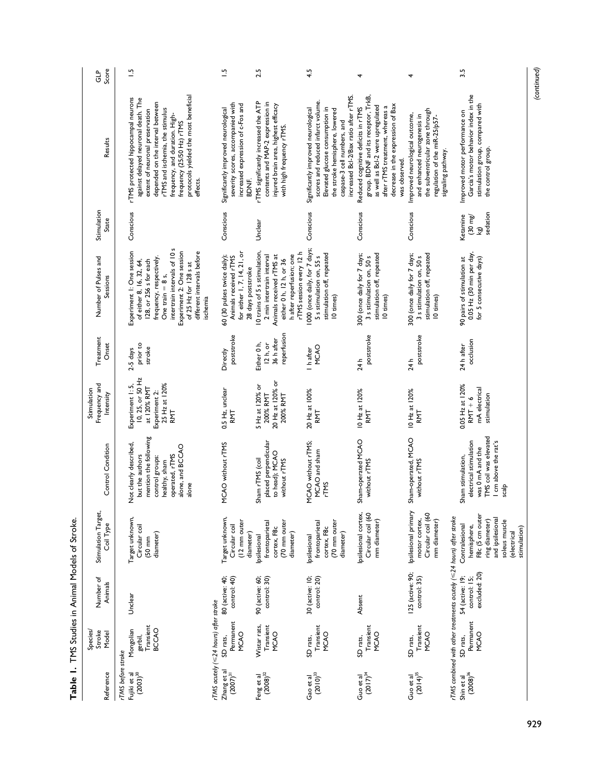**Table 1.** TMS Studies in Animal Models of Stroke.

| Reference | Species/ Stroke Model | Number of Animals | Stimulation Target, Coil Type | Control Condition | Stimulation Frequency and Intensity | Treatment Onset | Number of Pulses and Sessions | Stimulation State | Results | GLP Score |
|---|---|---|---|---|---|---|---|---|---|---|
| *rTMS before stroke* | | | | | | | | | | |
| Fujiki et al (2003)[30] | Mongolian gerbil, Transient BCCAO | Unclear | Target unknown, Circular coil (50 mm diameter) | Not clearly described, but the authors mention the following control groups: healthy, sham operated, rTMS alone, and BCCAO alone | Experiment 1: 5, 10, 25, or 50 Hz at 120% RMT Experiment 2: 25 Hz at 120% RMT | 2-5 days prior to stroke | Experiment 1: One session of either 8, 16, 32, 64, 128, or 256 s for each frequency, respectively. One train = 8 s, intertrain intervals of 10 s Experiment 2: One session of 25 Hz for 128 s at different intervals before ischemia | Conscious | rTMS protected hippocampal neurons against delayed neuronal death. The extent of neuronal preservation depended on the interval between rTMS and ischemia, the stimulus frequency, and duration. High-frequency (25/50 Hz) rTMS protocols yielded the most beneficial effects. | 1.5 |
| *rTMS acutely (≤24 hours) after stroke* | | | | | | | | | | |
| Zhang et al (2007)[31] | SD rats, Permanent MCAO | 80 (active: 40; control: 40) | Target unknown, Circular coil (12 mm outer diameter) | MCAO without rTMS | 0.5 Hz, unclear RMT | Directly poststroke | 60 (30 pulses twice daily); Animals received rTMS for either 1, 7, 14, 21, or 28 days poststroke | Conscious | Significantly improved neurological severity scores, accompanied with increased expression of c-Fos and BDNF. | 1.5 |
| Feng et al (2008)[32] | Wistar rats, Transient MCAO | 90 (active: 60; control: 30) | Ipsilesional frontoparietal cortex, F8c (70 mm outer diameter) | Sham rTMS (coil placed perpendicular to head); MCAO without rTMS | 5 Hz at 120% or 200% RMT 20 Hz at 120% or 200% RMT | Either 0 h, 12 h, or 36 h after reperfusion | 10 trains of 5 s stimulation, 2 min intertrain interval Animals received rTMS at either 0 h, 12 h, or 36 h after reperfusion; one rTMS session every 12 h | Unclear | rTMS significantly increased the ATP contents and MAP-2 expression in injured brain area, highest efficacy with high frequency rTMS. | 2.5 |
| Gao et al (2010)[33] | SD rats, Transient MCAO | 30 (active: 10; control: 20) | Ipsilesional frontoparietal cortex, F8c (70 mm outer diameter) | MCAO without rTMS; MCAO and sham rTMS | 20 Hz at 100% RMT | 1 h after MCAO | 1000 (once daily, for 7 days; 5 s stimulation on, 55 s stimulation off, repeated 10 times) | Conscious | Significantly improved neurological scores and reduced infarct volume. Elevated glucose consumption in the stroke hemisphere, lowered caspase-3 cell numbers, and increased Bcl-2/Bax ratio after rTMS. | 4.5 |
| Guo et al (2017)[34] | SD rats, Transient MCAO | Absent | Ipsilesional cortex, Circular coil (60 mm diameter) | Sham-operated MCAO without rTMS | 10 Hz at 120% RMT | 24 h poststroke | 300 (once daily for 7 days; 3 s stimulation on, 50 s stimulation off, repeated 10 times) | Conscious | Reduced cognitive deficits in rTMS group. BDNF and its receptor, TrkB, as well as Bcl-2 were upregulated after rTMS treatment, whereas a decrease in the expression of Bax was observed. | 4 |
| Guo et al (2014)[35] | SD rats, Transient MCAO | 125 (active: 90; control: 35) | Ipsilesional primary motor cortex, Circular coil (60 mm diameter) | Sham-operated, MCAO without rTMS | 10 Hz at 120% RMT | 24 h poststroke | 300 (once daily for 7 days; 3 s stimulation on, 50 s stimulation off, repeated 10 times) | Conscious | Improved neurological outcome, and enhanced neurogenesis in the subventricular zone through regulation of the miR-25/p57-signaling pathway. | 4 |
| *rTMS combined with other treatments acutely (≤24 hours) after stroke* | | | | | | | | | | |
| Shin et al (2008)[36] | SD rats, Permanent MCAO | 54 (active: 19; control: 15; excluded: 20) | Contralesional hemisphere, F8c (5 cm outer ring diameter) and ipsilesional soleus muscle (electrical stimulation) | Sham stimulation, electrical stimulation was 0 mA and the TMS coil was elevated 1 cm above the rat's scalp | 0.05 Hz at 120% RMT + 6 mA electrical stimulation | 24 h after occlusion | 90 pairs of stimulation at 0.05 Hz (30 min per day, for 5 consecutive days) | Ketamine (30 mg/kg) sedation | Improved motor performance on Garcia's motor behavior index in the stimulation group, compared with the control group. | 3.5 |

*(continued)*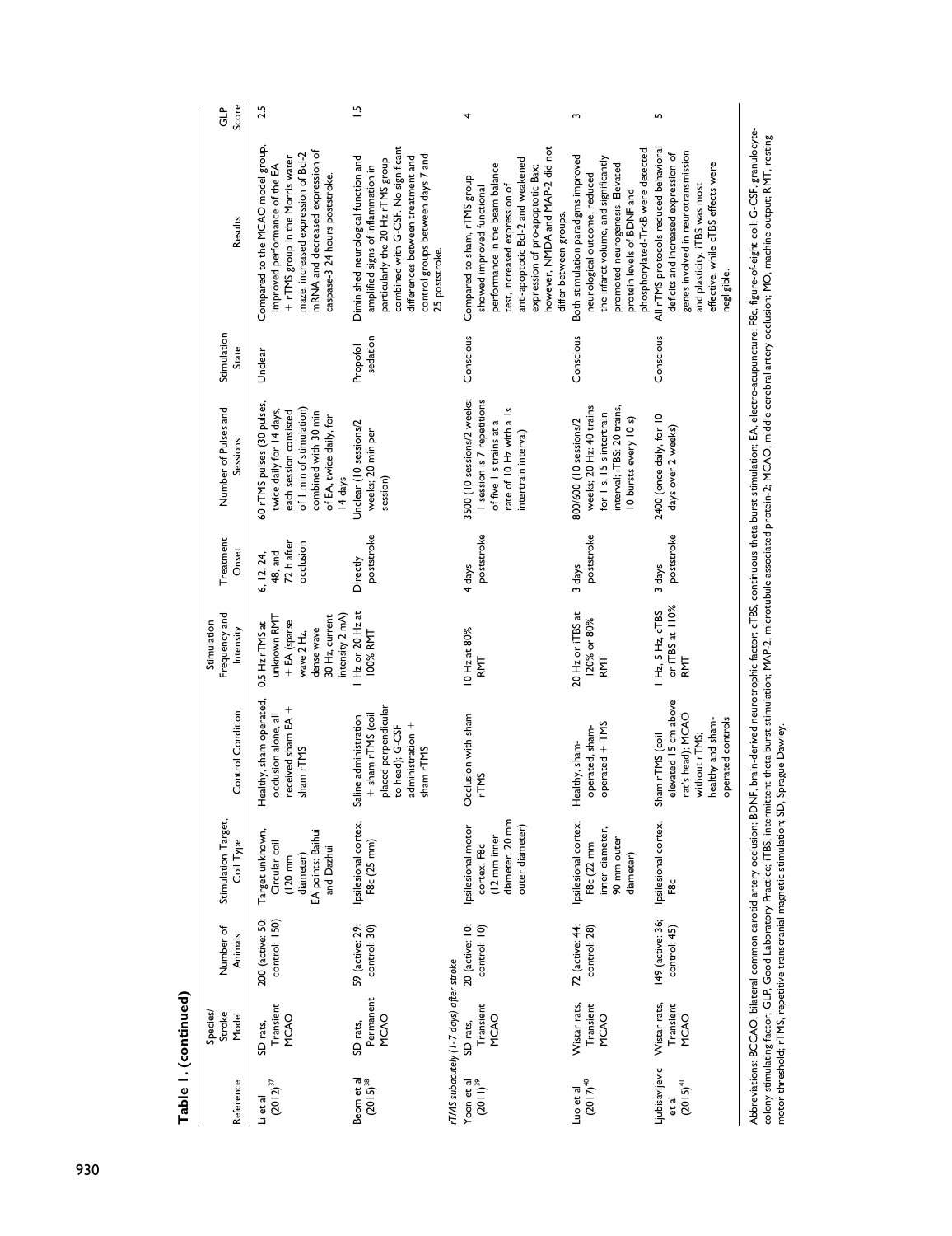**Table 1. (continued)**

| Reference | Species/ Stroke Model | Number of Animals | Stimulation Target, Coil Type | Control Condition | Stimulation Frequency and Intensity | Treatment Onset | Number of Pulses and Sessions | Stimulation State | Results | GLP Score |
|---|---|---|---|---|---|---|---|---|---|---|
| Li et al (2012)[37] | SD rats, Transient MCAO | 200 (active: 50; control: 150) | Target unknown, Circular coil (120 mm diameter) EA points: Baihui and Dazhui | Healthy, sham operated, occlusion alone, all received sham EA + sham rTMS | 0.5 Hz rTMS at unknown RMT + EA (sparse wave 2 Hz, dense wave 30 Hz, current intensity 2 mA) | 6, 12, 24, 48, and 72 h after occlusion | 60 rTMS pulses (30 pulses, twice daily for 14 days, each session consisted of 1 min of stimulation) combined with 30 min of EA, twice daily, for 14 days | Unclear | Compared to the MCAO model group, improved performance of the EA + rTMS group in the Morris water maze, increased expression of Bcl-2 mRNA and decreased expression of caspase-3 24 hours poststroke. | 2.5 |
| Beom et al (2015)[38] | SD rats, Permanent MCAO | 59 (active: 29; control: 30) | Ipsilesional cortex, F8c (25 mm) | Saline administration + sham rTMS (coil placed perpendicular to head); G-CSF administration + sham rTMS | 1 Hz or 20 Hz at 100% RMT | Directly poststroke | Unclear (10 sessions/2 weeks; 20 min per session) | Propofol sedation | Diminished neurological function and amplified signs of inflammation in particularly the 20 Hz rTMS group combined with G-CSF. No significant differences between treatment and control groups between days 7 and 25 poststroke. | 1.5 |
| *rTMS subacutely (1-7 days) after stroke* | | | | | | | | | | |
| Yoon et al (2011)[39] | SD rats, Transient MCAO | 20 (active: 10; control: 10) | Ipsilesional motor cortex, F8c (12 mm inner diameter, 20 mm outer diameter) | Occlusion with sham rTMS | 10 Hz at 80% RMT | 4 days poststroke | 3500 (10 sessions/2 weeks; 1 session is 7 repetitions of five 1 s trains at a rate of 10 Hz with a 1s intertrain interval) | Conscious | Compared to sham, rTMS group showed improved functional performance in the beam balance test, increased expression of anti-apoptotic Bcl-2 and weakened expression of pro-apoptotic Bax; however, NMDA and MAP-2 did not differ between groups. | 4 |
| Luo et al (2017)[40] | Wistar rats, Transient MCAO | 72 (active: 44; control: 28) | Ipsilesional cortex, F8c (22 mm inner diameter, 90 mm outer diameter) | Healthy, sham-operated, sham-operated + TMS | 20 Hz or iTBS at 120% or 80% RMT | 3 days poststroke | 800/600 (10 sessions/2 weeks; 20 Hz: 40 trains for 1 s, 15 s intertrain interval; iTBS: 20 trains, 10 bursts every 10 s) | Conscious | Both stimulation paradigms improved neurological outcome, reduced the infarct volume, and significantly promoted neurogenesis. Elevated protein levels of BDNF and phosphorylated-TrkB were detected. | 3 |
| Ljubisavljevic et al (2015)[41] | Wistar rats, Transient MCAO | 149 (active: 36; control: 45) | Ipsilesional cortex, F8c | Sham rTMS (coil elevated 15 cm above rat's head); MCAO without rTMS; healthy and sham-operated controls | 1 Hz, 5 Hz, cTBS or iTBS at 110% RMT | 3 days poststroke | 2400 (once daily, for 10 days over 2 weeks) | Conscious | All rTMS protocols reduced behavioral deficits and increased expression of genes involved in neurotransmission and plasticity, iTBS was most effective, while cTBS effects were negligible. | 5 |

Abbreviations: BCCAO, bilateral common carotid artery occlusion; BDNF, brain-derived neurotrophic factor; cTBS, continuous theta burst stimulation; EA, electro-acupuncture; F8c, figure-of-eight coil; G-CSF, granulocyte-colony stimulating factor; GLP, Good Laboratory Practice; iTBS, intermittent theta burst stimulation; MAP-2, microtubule associated protein-2; MCAO, middle cerebral artery occlusion; MO, machine output; RMT, resting motor threshold; rTMS, repetitive transcranial magnetic stimulation; SD, Sprague Dawley.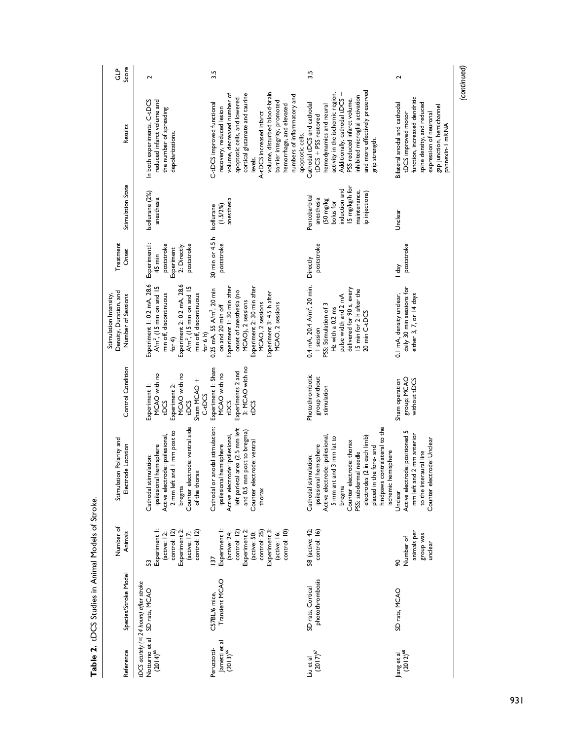**Table 2.** tDCS Studies in Animal Models of Stroke.

| Reference | Species/Stroke Model | Number of Animals | Stimulation Polarity and Electrode Location | Control Condition | Stimulation Intensity, Density, Duration, and Number of Sessions | Treatment Onset | Stimulation State | Results | GLP Score |
|---|---|---|---|---|---|---|---|---|---|
| *tDCS acutely (≤24 hours) after stroke* | | | | | | | | | |
| Notturno et al (2014)[65] | SD rats, MCAO | 53<br>Experiment 1: (active: 12; control: 12)<br>Experiment 2: (active: 17; control: 12) | Cathodal stimulation: ipsilesional hemisphere<br>Active electrode: ipsilesional, 2 mm left and 1 mm post to bregma<br>Counter electrode: ventral side of the thorax | Experiment 1: MCAO with no tDCS<br>Experiment 2: MCAO with no tDCS<br>Sham MCAO + C-tDCS | Experiment 1: 0.2 mA, 28.6 A/m$^2$, (15 min on and 15 min off, discontinuous for 4)<br>Experiment 2: 0.2 mA, 28.6 A/m$^2$, (15 min on and 15 min off, discontinuous for 6 h) | Experiment1: 45 min poststroke<br>Experiment 2: Directly poststroke | Isoflurane (2%) anesthesia | In both experiments, C-tDCS reduced infarct volume and the number of spreading depolarizations. | 2 |
| Peruzzotti-Jametti et al (2013)[66] | C57BL/6 mice, Transient MCAO | 137<br>Experiment 1: (active: 24; control: 12)<br>Experiment 2: (active: 50; control: 25)<br>Experiment 3: (active: 16; control: 10) | Cathodal or anodal stimulation: ipsilesional hemisphere<br>Active electrode: ipsilesional, left parietal area (2.5 mm left and 0.5 mm post to bregma)<br>Counter electrode: ventral thorax | Experiment 1: Sham MCAO with no tDCS<br>Experiments 2 and 3: MCAO with no tDCS | 0.25 mA, 55 A/m$^2$, 20 min on and 20 min off<br>Experiment 1: 30 min after onset of anesthesia (no MCAO), 2 sessions<br>Experiment 2: 30 min after MCAO, 2 sessions<br>Experiment 3: 4.5 h after MCAO, 2 sessions | 30 min or 4.5 h poststroke | Isoflurane (1.5/2%) anesthesia | C-tDCS improved functional recovery, reduced lesion volume, decreased number of apoptotic cells, and lowered cortical glutamate and taurine levels.<br>A-tDCS increased infarct volume, disturbed blood-brain barrier integrity, promoted hemorrhage, and elevated numbers of inflammatory and apoptotic cells. | 3.5 |
| Liu et al (2017)[67] | SD rats, Cortical photothrombosis | 58 (active: 42; control: 16) | Cathodal stimulation: ipsilesional hemisphere<br>Active electrode: ipsilesional, 5 mm ant and 3 mm lat to bregma<br>Counter electrode: thorax<br>PSS: subdermal needle electrodes (2 in each limb) placed in the fore- and hindpaws contralateral to the ischemic hemisphere | Photothrombotic group without stimulation | 0.4 mA, 20.4 A/m$^2$, 20 min, 1 session<br>PSS: Stimulation of 3 Hz with a 0.2 ms pulse width and 2 mA delivered for 90 s, every 15 min for 2 h after the 20 min C-tDCS | Directly poststroke | Pentobarbital anesthesia (50 mg/kg bolus for induction and 15 mg/kg/h for maintenance, ip injections) | Cathodal tDCS and cathodal tDCS + PSS restored hemodynamics and neural activity in the ischemic region. Additionally, cathodal tDCS + PSS reduced infarct volume, inhibited microglial activation and more effectively preserved grip strength. | 3.5 |
| Jiang et al (2012)[68] | SD rats, MCAO | 90<br>Number of animals per group was unclear | Unclear<br>Active electrode: positioned 5 mm left and 2 mm anterior to the interaural line<br>Counter electrode: Unclear | Sham operation group; MCAO without tDCS | 0.1 mA, density unclear, daily 30 min sessions for either 3, 7, or 14 days | 1 day poststroke | Unclear | Bilateral anodal and cathodal tDCS improved motor function, increased dendritic spine density, and reduced expression of neuronal gap junction, hemichannel pannexin-1 mRNA | 2 |

*(continued)*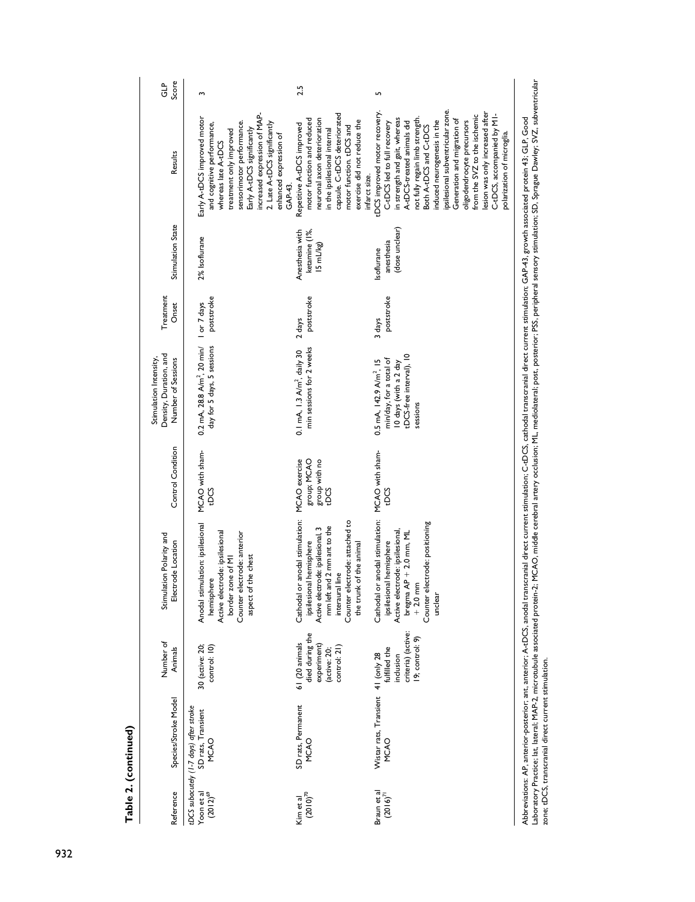**Table 2. (continued)**

| Reference | Species/Stroke Model | Number of Animals | Stimulation Polarity and Electrode Location | Control Condition | Stimulation Intensity, Density, Duration, and Number of Sessions | Treatment Onset | Stimulation State | Results | GLP Score |
|---|---|---|---|---|---|---|---|---|---|
| *tDCS subacutely (1-7 days) after stroke* | | | | | | | | | |
| Yoon et al (2012)[69] | SD rats, Transient MCAO | 30 (active: 20; control: 10) | Anodal stimulation: ipsilesional hemisphere Active electrode: ipsilesional border zone of M1 Counter electrode: anterior aspect of the chest | MCAO with sham-tDCS | 0.2 mA, 28.8 A/m$^2$, 20 min/day for 5 days, 5 sessions | 1 or 7 days poststroke | 2% Isoflurane | Early A-tDCS improved motor and cognitive performance, whereas late A-tDCS treatment only improved sensorimotor performance. Early A-tDCS significantly increased expression of MAP-2. Late A-tDCS significantly enhanced expression of GAP-43. | 3 |
| Kim et al (2010)[70] | SD rats, Permanent MCAO | 61 (20 animals died during the experiment) (active: 20; control: 21) | Cathodal or anodal stimulation: ipsilesional hemisphere Active electrode: ipsilesional, 3 mm left and 2 mm ant to the interaural line Counter electrode: attached to the trunk of the animal | MCAO exercise group; MCAO group with no tDCS | 0.1 mA, 1.3 A/m$^2$, daily 30 min sessions for 2 weeks | 2 days poststroke | Anesthesia with ketamine (1%, 15 mL/kg) | Repetitive A-tDCS improved motor function and reduced neuronal axon deterioration in the ipsilesional internal capsule. C-tDCS deteriorated motor function. tDCS and exercise did not reduce the infarct size. | 2.5 |
| Braun et al (2016)[71] | Wistar rats, Transient MCAO | 41 (only 28 fulfilled the inclusion criteria) (active: 19; control: 9) | Cathodal or anodal stimulation: ipsilesional hemisphere Active electrode: ipsilesional, bregma AP + 2.0 mm, ML + 2.0 mm Counter electrode: positioning unclear | MCAO with sham-tDCS | 0.5 mA, 142.9 A/m$^2$, 15 min/day, for a total of 10 days (with a 2 day tDCS-free interval), 10 sessions | 3 days poststroke | Isoflurane anesthesia (dose unclear) | tDCS improved motor recovery. C-tDCS led to full recovery in strength and gait, whereas A-tDCS-treated animals did not fully regain limb strength. Both A-tDCS and C-tDCS induced neurogenesis in the ipsilesional subventricular zone. Generation and migration of oligodendrocyte precursors from the SVZ to the ischemic lesion was only increased after C-tDCS, accompanied by M1-polarization of microglia. | 5 |

Abbreviations: AP, anterior-posterior; ant, anterior; A-tDCS, anodal transcranial direct current stimulation; C-tDCS, cathodal transcranial direct current stimulation; GAP-43, growth associated protein 43; GLP, Good Laboratory Practice; lat, lateral; MAP-2, microtubule associated protein-2; MCAO, middle cerebral artery occlusion; ML, mediolateral; post, posterior; PSS, peripheral sensory stimulation; SD, Sprague Dawley; SVZ, subventricular zone; tDCS, transcranial direct current stimulation.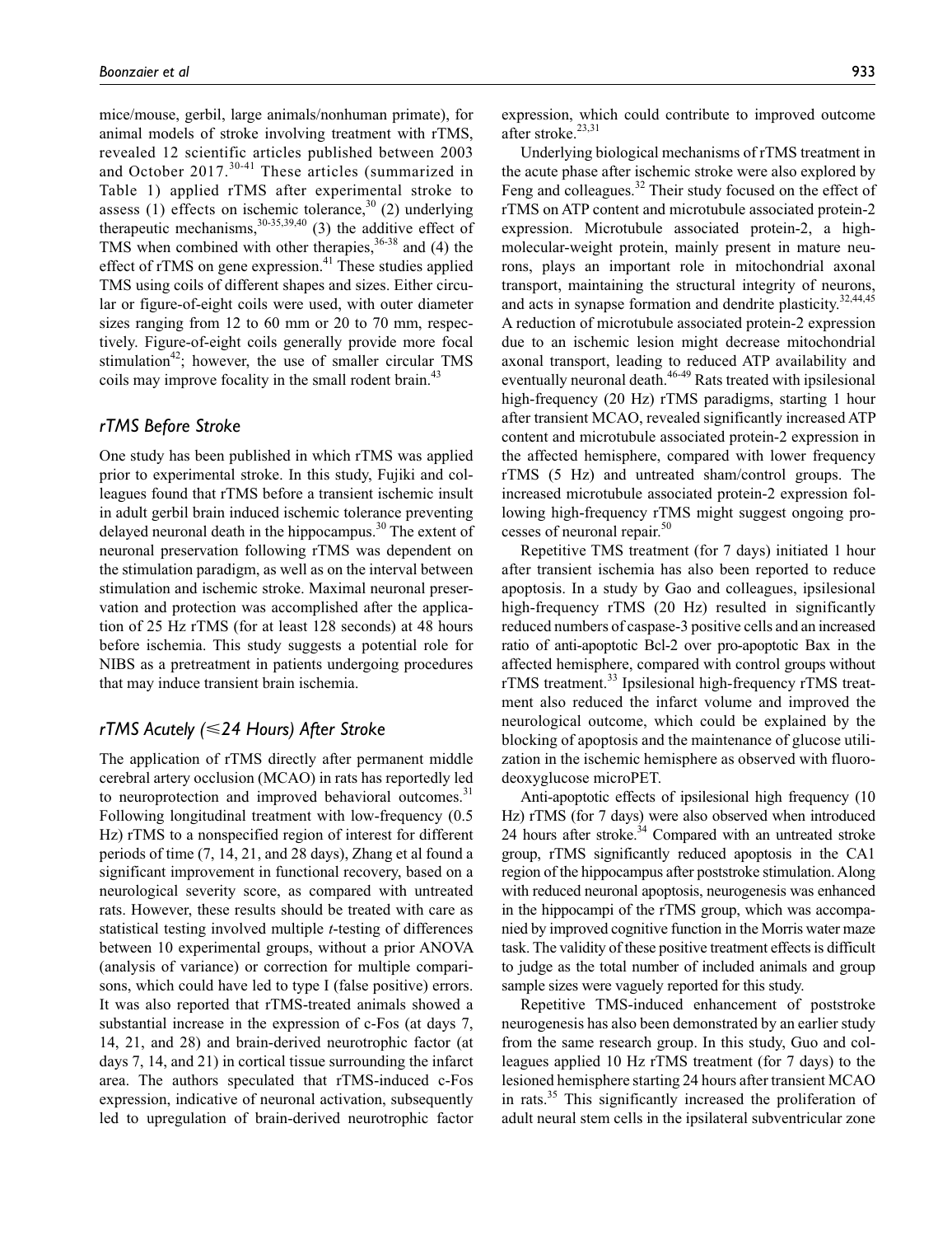mice/mouse, gerbil, large animals/nonhuman primate), for animal models of stroke involving treatment with rTMS, revealed 12 scientific articles published between 2003 and October 2017.[30-41] These articles (summarized in Table 1) applied rTMS after experimental stroke to assess (1) effects on ischemic tolerance,[30] (2) underlying therapeutic mechanisms,[30-35,39,40] (3) the additive effect of TMS when combined with other therapies,[36-38] and (4) the effect of rTMS on gene expression.[41] These studies applied TMS using coils of different shapes and sizes. Either circular or figure-of-eight coils were used, with outer diameter sizes ranging from 12 to 60 mm or 20 to 70 mm, respectively. Figure-of-eight coils generally provide more focal stimulation[42]; however, the use of smaller circular TMS coils may improve focality in the small rodent brain.[43]

## *rTMS Before Stroke*

One study has been published in which rTMS was applied prior to experimental stroke. In this study, Fujiki and colleagues found that rTMS before a transient ischemic insult in adult gerbil brain induced ischemic tolerance preventing delayed neuronal death in the hippocampus.[30] The extent of neuronal preservation following rTMS was dependent on the stimulation paradigm, as well as on the interval between stimulation and ischemic stroke. Maximal neuronal preservation and protection was accomplished after the application of 25 Hz rTMS (for at least 128 seconds) at 48 hours before ischemia. This study suggests a potential role for NIBS as a pretreatment in patients undergoing procedures that may induce transient brain ischemia.

## *rTMS Acutely (≤24 Hours) After Stroke*

The application of rTMS directly after permanent middle cerebral artery occlusion (MCAO) in rats has reportedly led to neuroprotection and improved behavioral outcomes.[31] Following longitudinal treatment with low-frequency (0.5 Hz) rTMS to a nonspecified region of interest for different periods of time (7, 14, 21, and 28 days), Zhang et al found a significant improvement in functional recovery, based on a neurological severity score, as compared with untreated rats. However, these results should be treated with care as statistical testing involved multiple *t*-testing of differences between 10 experimental groups, without a prior ANOVA (analysis of variance) or correction for multiple comparisons, which could have led to type I (false positive) errors. It was also reported that rTMS-treated animals showed a substantial increase in the expression of c-Fos (at days 7, 14, 21, and 28) and brain-derived neurotrophic factor (at days 7, 14, and 21) in cortical tissue surrounding the infarct area. The authors speculated that rTMS-induced c-Fos expression, indicative of neuronal activation, subsequently led to upregulation of brain-derived neurotrophic factor expression, which could contribute to improved outcome after stroke.[23,31]

Underlying biological mechanisms of rTMS treatment in the acute phase after ischemic stroke were also explored by Feng and colleagues.[32] Their study focused on the effect of rTMS on ATP content and microtubule associated protein-2 expression. Microtubule associated protein-2, a high-molecular-weight protein, mainly present in mature neurons, plays an important role in mitochondrial axonal transport, maintaining the structural integrity of neurons, and acts in synapse formation and dendrite plasticity.[32,44,45] A reduction of microtubule associated protein-2 expression due to an ischemic lesion might decrease mitochondrial axonal transport, leading to reduced ATP availability and eventually neuronal death.[46-49] Rats treated with ipsilesional high-frequency (20 Hz) rTMS paradigms, starting 1 hour after transient MCAO, revealed significantly increased ATP content and microtubule associated protein-2 expression in the affected hemisphere, compared with lower frequency rTMS (5 Hz) and untreated sham/control groups. The increased microtubule associated protein-2 expression following high-frequency rTMS might suggest ongoing processes of neuronal repair.[50]

Repetitive TMS treatment (for 7 days) initiated 1 hour after transient ischemia has also been reported to reduce apoptosis. In a study by Gao and colleagues, ipsilesional high-frequency rTMS (20 Hz) resulted in significantly reduced numbers of caspase-3 positive cells and an increased ratio of anti-apoptotic Bcl-2 over pro-apoptotic Bax in the affected hemisphere, compared with control groups without rTMS treatment.[33] Ipsilesional high-frequency rTMS treatment also reduced the infarct volume and improved the neurological outcome, which could be explained by the blocking of apoptosis and the maintenance of glucose utilization in the ischemic hemisphere as observed with fluorodeoxyglucose microPET.

Anti-apoptotic effects of ipsilesional high frequency (10 Hz) rTMS (for 7 days) were also observed when introduced 24 hours after stroke.[34] Compared with an untreated stroke group, rTMS significantly reduced apoptosis in the CA1 region of the hippocampus after poststroke stimulation. Along with reduced neuronal apoptosis, neurogenesis was enhanced in the hippocampi of the rTMS group, which was accompanied by improved cognitive function in the Morris water maze task. The validity of these positive treatment effects is difficult to judge as the total number of included animals and group sample sizes were vaguely reported for this study.

Repetitive TMS-induced enhancement of poststroke neurogenesis has also been demonstrated by an earlier study from the same research group. In this study, Guo and colleagues applied 10 Hz rTMS treatment (for 7 days) to the lesioned hemisphere starting 24 hours after transient MCAO in rats.[35] This significantly increased the proliferation of adult neural stem cells in the ipsilateral subventricular zone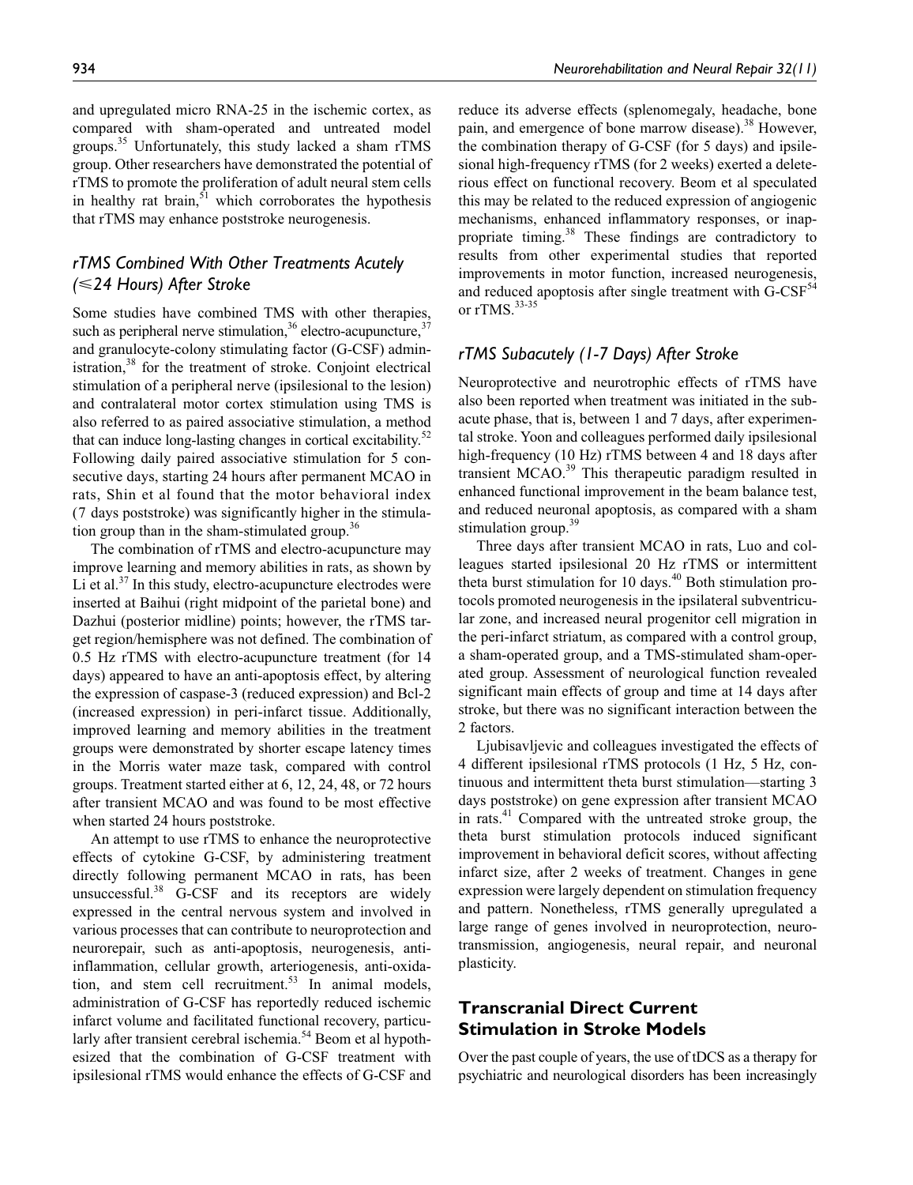and upregulated micro RNA-25 in the ischemic cortex, as compared with sham-operated and untreated model groups.[35] Unfortunately, this study lacked a sham rTMS group. Other researchers have demonstrated the potential of rTMS to promote the proliferation of adult neural stem cells in healthy rat brain,[51] which corroborates the hypothesis that rTMS may enhance poststroke neurogenesis.

### *rTMS Combined With Other Treatments Acutely (≤24 Hours) After Stroke*

Some studies have combined TMS with other therapies, such as peripheral nerve stimulation,[36] electro-acupuncture,[37] and granulocyte-colony stimulating factor (G-CSF) administration,[38] for the treatment of stroke. Conjoint electrical stimulation of a peripheral nerve (ipsilesional to the lesion) and contralateral motor cortex stimulation using TMS is also referred to as paired associative stimulation, a method that can induce long-lasting changes in cortical excitability.[52] Following daily paired associative stimulation for 5 consecutive days, starting 24 hours after permanent MCAO in rats, Shin et al found that the motor behavioral index (7 days poststroke) was significantly higher in the stimulation group than in the sham-stimulated group.[36]

The combination of rTMS and electro-acupuncture may improve learning and memory abilities in rats, as shown by Li et al.[37] In this study, electro-acupuncture electrodes were inserted at Baihui (right midpoint of the parietal bone) and Dazhui (posterior midline) points; however, the rTMS target region/hemisphere was not defined. The combination of 0.5 Hz rTMS with electro-acupuncture treatment (for 14 days) appeared to have an anti-apoptosis effect, by altering the expression of caspase-3 (reduced expression) and Bcl-2 (increased expression) in peri-infarct tissue. Additionally, improved learning and memory abilities in the treatment groups were demonstrated by shorter escape latency times in the Morris water maze task, compared with control groups. Treatment started either at 6, 12, 24, 48, or 72 hours after transient MCAO and was found to be most effective when started 24 hours poststroke.

An attempt to use rTMS to enhance the neuroprotective effects of cytokine G-CSF, by administering treatment directly following permanent MCAO in rats, has been unsuccessful.[38] G-CSF and its receptors are widely expressed in the central nervous system and involved in various processes that can contribute to neuroprotection and neurorepair, such as anti-apoptosis, neurogenesis, anti-inflammation, cellular growth, arteriogenesis, anti-oxidation, and stem cell recruitment.[53] In animal models, administration of G-CSF has reportedly reduced ischemic infarct volume and facilitated functional recovery, particularly after transient cerebral ischemia.[54] Beom et al hypothesized that the combination of G-CSF treatment with ipsilesional rTMS would enhance the effects of G-CSF and reduce its adverse effects (splenomegaly, headache, bone pain, and emergence of bone marrow disease).[38] However, the combination therapy of G-CSF (for 5 days) and ipsilesional high-frequency rTMS (for 2 weeks) exerted a deleterious effect on functional recovery. Beom et al speculated this may be related to the reduced expression of angiogenic mechanisms, enhanced inflammatory responses, or inappropriate timing.[38] These findings are contradictory to results from other experimental studies that reported improvements in motor function, increased neurogenesis, and reduced apoptosis after single treatment with G-CSF[54] or rTMS.[33-35]

### *rTMS Subacutely (1-7 Days) After Stroke*

Neuroprotective and neurotrophic effects of rTMS have also been reported when treatment was initiated in the subacute phase, that is, between 1 and 7 days, after experimental stroke. Yoon and colleagues performed daily ipsilesional high-frequency (10 Hz) rTMS between 4 and 18 days after transient MCAO.[39] This therapeutic paradigm resulted in enhanced functional improvement in the beam balance test, and reduced neuronal apoptosis, as compared with a sham stimulation group.[39]

Three days after transient MCAO in rats, Luo and colleagues started ipsilesional 20 Hz rTMS or intermittent theta burst stimulation for 10 days.[40] Both stimulation protocols promoted neurogenesis in the ipsilateral subventricular zone, and increased neural progenitor cell migration in the peri-infarct striatum, as compared with a control group, a sham-operated group, and a TMS-stimulated sham-operated group. Assessment of neurological function revealed significant main effects of group and time at 14 days after stroke, but there was no significant interaction between the 2 factors.

Ljubisavljevic and colleagues investigated the effects of 4 different ipsilesional rTMS protocols (1 Hz, 5 Hz, continuous and intermittent theta burst stimulation—starting 3 days poststroke) on gene expression after transient MCAO in rats.[41] Compared with the untreated stroke group, the theta burst stimulation protocols induced significant improvement in behavioral deficit scores, without affecting infarct size, after 2 weeks of treatment. Changes in gene expression were largely dependent on stimulation frequency and pattern. Nonetheless, rTMS generally upregulated a large range of genes involved in neuroprotection, neurotransmission, angiogenesis, neural repair, and neuronal plasticity.

## Transcranial Direct Current Stimulation in Stroke Models

Over the past couple of years, the use of tDCS as a therapy for psychiatric and neurological disorders has been increasingly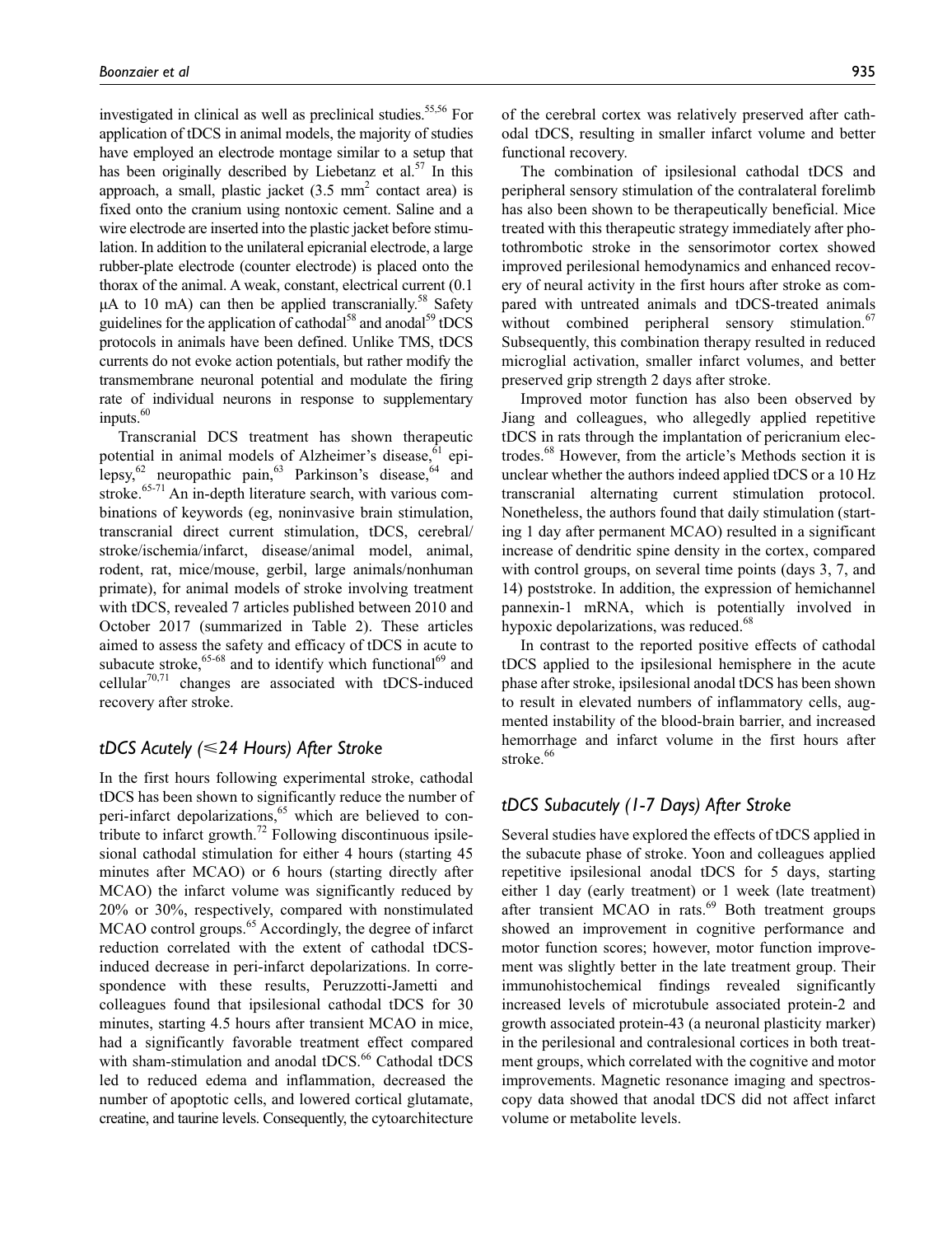investigated in clinical as well as preclinical studies.[55,56] For application of tDCS in animal models, the majority of studies have employed an electrode montage similar to a setup that has been originally described by Liebetanz et al.[57] In this approach, a small, plastic jacket (3.5 $mm^2$ contact area) is fixed onto the cranium using nontoxic cement. Saline and a wire electrode are inserted into the plastic jacket before stimulation. In addition to the unilateral epicranial electrode, a large rubber-plate electrode (counter electrode) is placed onto the thorax of the animal. A weak, constant, electrical current (0.1 μA to 10 mA) can then be applied transcranially.[58] Safety guidelines for the application of cathodal[58] and anodal[59] tDCS protocols in animals have been defined. Unlike TMS, tDCS currents do not evoke action potentials, but rather modify the transmembrane neuronal potential and modulate the firing rate of individual neurons in response to supplementary inputs.[60]

Transcranial DCS treatment has shown therapeutic potential in animal models of Alzheimer's disease,[61] epilepsy,[62] neuropathic pain,[63] Parkinson's disease,[64] and stroke.[65-71] An in-depth literature search, with various combinations of keywords (eg, noninvasive brain stimulation, transcranial direct current stimulation, tDCS, cerebral/stroke/ischemia/infarct, disease/animal model, animal, rodent, rat, mice/mouse, gerbil, large animals/nonhuman primate), for animal models of stroke involving treatment with tDCS, revealed 7 articles published between 2010 and October 2017 (summarized in Table 2). These articles aimed to assess the safety and efficacy of tDCS in acute to subacute stroke,[65-68] and to identify which functional[69] and cellular[70,71] changes are associated with tDCS-induced recovery after stroke.

## tDCS Acutely (≤24 Hours) After Stroke

In the first hours following experimental stroke, cathodal tDCS has been shown to significantly reduce the number of peri-infarct depolarizations,[65] which are believed to contribute to infarct growth.[72] Following discontinuous ipsilesional cathodal stimulation for either 4 hours (starting 45 minutes after MCAO) or 6 hours (starting directly after MCAO) the infarct volume was significantly reduced by 20% or 30%, respectively, compared with nonstimulated MCAO control groups.[65] Accordingly, the degree of infarct reduction correlated with the extent of cathodal tDCS-induced decrease in peri-infarct depolarizations. In correspondence with these results, Peruzzotti-Jametti and colleagues found that ipsilesional cathodal tDCS for 30 minutes, starting 4.5 hours after transient MCAO in mice, had a significantly favorable treatment effect compared with sham-stimulation and anodal tDCS.[66] Cathodal tDCS led to reduced edema and inflammation, decreased the number of apoptotic cells, and lowered cortical glutamate, creatine, and taurine levels. Consequently, the cytoarchitecture of the cerebral cortex was relatively preserved after cathodal tDCS, resulting in smaller infarct volume and better functional recovery.

The combination of ipsilesional cathodal tDCS and peripheral sensory stimulation of the contralateral forelimb has also been shown to be therapeutically beneficial. Mice treated with this therapeutic strategy immediately after photothrombotic stroke in the sensorimotor cortex showed improved perilesional hemodynamics and enhanced recovery of neural activity in the first hours after stroke as compared with untreated animals and tDCS-treated animals without combined peripheral sensory stimulation.[67] Subsequently, this combination therapy resulted in reduced microglial activation, smaller infarct volumes, and better preserved grip strength 2 days after stroke.

Improved motor function has also been observed by Jiang and colleagues, who allegedly applied repetitive tDCS in rats through the implantation of pericranium electrodes.[68] However, from the article's Methods section it is unclear whether the authors indeed applied tDCS or a 10 Hz transcranial alternating current stimulation protocol. Nonetheless, the authors found that daily stimulation (starting 1 day after permanent MCAO) resulted in a significant increase of dendritic spine density in the cortex, compared with control groups, on several time points (days 3, 7, and 14) poststroke. In addition, the expression of hemichannel pannexin-1 mRNA, which is potentially involved in hypoxic depolarizations, was reduced.[68]

In contrast to the reported positive effects of cathodal tDCS applied to the ipsilesional hemisphere in the acute phase after stroke, ipsilesional anodal tDCS has been shown to result in elevated numbers of inflammatory cells, augmented instability of the blood-brain barrier, and increased hemorrhage and infarct volume in the first hours after stroke.[66]

## tDCS Subacutely (1-7 Days) After Stroke

Several studies have explored the effects of tDCS applied in the subacute phase of stroke. Yoon and colleagues applied repetitive ipsilesional anodal tDCS for 5 days, starting either 1 day (early treatment) or 1 week (late treatment) after transient MCAO in rats.[69] Both treatment groups showed an improvement in cognitive performance and motor function scores; however, motor function improvement was slightly better in the late treatment group. Their immunohistochemical findings revealed significantly increased levels of microtubule associated protein-2 and growth associated protein-43 (a neuronal plasticity marker) in the perilesional and contralesional cortices in both treatment groups, which correlated with the cognitive and motor improvements. Magnetic resonance imaging and spectroscopy data showed that anodal tDCS did not affect infarct volume or metabolite levels.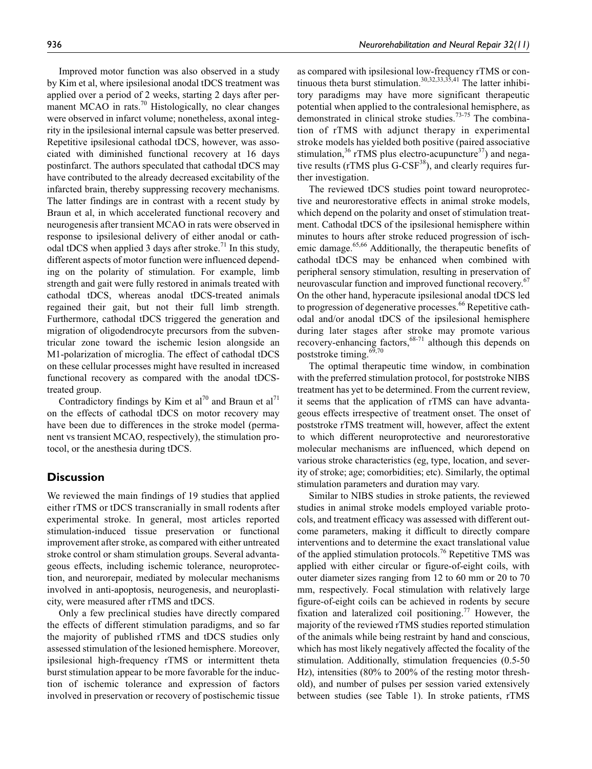Improved motor function was also observed in a study by Kim et al, where ipsilesional anodal tDCS treatment was applied over a period of 2 weeks, starting 2 days after permanent MCAO in rats.[70] Histologically, no clear changes were observed in infarct volume; nonetheless, axonal integrity in the ipsilesional internal capsule was better preserved. Repetitive ipsilesional cathodal tDCS, however, was associated with diminished functional recovery at 16 days postinfarct. The authors speculated that cathodal tDCS may have contributed to the already decreased excitability of the infarcted brain, thereby suppressing recovery mechanisms. The latter findings are in contrast with a recent study by Braun et al, in which accelerated functional recovery and neurogenesis after transient MCAO in rats were observed in response to ipsilesional delivery of either anodal or cathodal tDCS when applied 3 days after stroke.[71] In this study, different aspects of motor function were influenced depending on the polarity of stimulation. For example, limb strength and gait were fully restored in animals treated with cathodal tDCS, whereas anodal tDCS-treated animals regained their gait, but not their full limb strength. Furthermore, cathodal tDCS triggered the generation and migration of oligodendrocyte precursors from the subventricular zone toward the ischemic lesion alongside an M1-polarization of microglia. The effect of cathodal tDCS on these cellular processes might have resulted in increased functional recovery as compared with the anodal tDCS-treated group.

Contradictory findings by Kim et al[70] and Braun et al[71] on the effects of cathodal tDCS on motor recovery may have been due to differences in the stroke model (permanent vs transient MCAO, respectively), the stimulation protocol, or the anesthesia during tDCS.

## Discussion

We reviewed the main findings of 19 studies that applied either rTMS or tDCS transcranially in small rodents after experimental stroke. In general, most articles reported stimulation-induced tissue preservation or functional improvement after stroke, as compared with either untreated stroke control or sham stimulation groups. Several advantageous effects, including ischemic tolerance, neuroprotection, and neurorepair, mediated by molecular mechanisms involved in anti-apoptosis, neurogenesis, and neuroplasticity, were measured after rTMS and tDCS.

Only a few preclinical studies have directly compared the effects of different stimulation paradigms, and so far the majority of published rTMS and tDCS studies only assessed stimulation of the lesioned hemisphere. Moreover, ipsilesional high-frequency rTMS or intermittent theta burst stimulation appear to be more favorable for the induction of ischemic tolerance and expression of factors involved in preservation or recovery of postischemic tissue as compared with ipsilesional low-frequency rTMS or continuous theta burst stimulation.[30,32,33,35,41] The latter inhibitory paradigms may have more significant therapeutic potential when applied to the contralesional hemisphere, as demonstrated in clinical stroke studies.[73-75] The combination of rTMS with adjunct therapy in experimental stroke models has yielded both positive (paired associative stimulation,[36] rTMS plus electro-acupuncture[37]) and negative results (rTMS plus G-CSF[38]), and clearly requires further investigation.

The reviewed tDCS studies point toward neuroprotective and neurorestorative effects in animal stroke models, which depend on the polarity and onset of stimulation treatment. Cathodal tDCS of the ipsilesional hemisphere within minutes to hours after stroke reduced progression of ischemic damage.[65,66] Additionally, the therapeutic benefits of cathodal tDCS may be enhanced when combined with peripheral sensory stimulation, resulting in preservation of neurovascular function and improved functional recovery.[67] On the other hand, hyperacute ipsilesional anodal tDCS led to progression of degenerative processes.[66] Repetitive cathodal and/or anodal tDCS of the ipsilesional hemisphere during later stages after stroke may promote various recovery-enhancing factors,[68-71] although this depends on poststroke timing.[69,70]

The optimal therapeutic time window, in combination with the preferred stimulation protocol, for poststroke NIBS treatment has yet to be determined. From the current review, it seems that the application of rTMS can have advantageous effects irrespective of treatment onset. The onset of poststroke rTMS treatment will, however, affect the extent to which different neuroprotective and neurorestorative molecular mechanisms are influenced, which depend on various stroke characteristics (eg, type, location, and severity of stroke; age; comorbidities; etc). Similarly, the optimal stimulation parameters and duration may vary.

Similar to NIBS studies in stroke patients, the reviewed studies in animal stroke models employed variable protocols, and treatment efficacy was assessed with different outcome parameters, making it difficult to directly compare interventions and to determine the exact translational value of the applied stimulation protocols.[76] Repetitive TMS was applied with either circular or figure-of-eight coils, with outer diameter sizes ranging from 12 to 60 mm or 20 to 70 mm, respectively. Focal stimulation with relatively large figure-of-eight coils can be achieved in rodents by secure fixation and lateralized coil positioning.[77] However, the majority of the reviewed rTMS studies reported stimulation of the animals while being restraint by hand and conscious, which has most likely negatively affected the focality of the stimulation. Additionally, stimulation frequencies (0.5-50 Hz), intensities (80% to 200% of the resting motor threshold), and number of pulses per session varied extensively between studies (see Table 1). In stroke patients, rTMS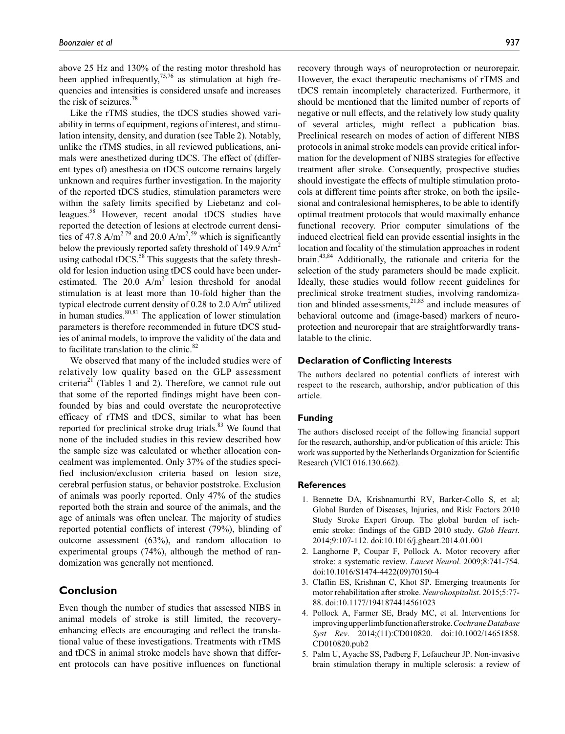above 25 Hz and 130% of the resting motor threshold has been applied infrequently,[75,76] as stimulation at high frequencies and intensities is considered unsafe and increases the risk of seizures.[78]

Like the rTMS studies, the tDCS studies showed variability in terms of equipment, regions of interest, and stimulation intensity, density, and duration (see Table 2). Notably, unlike the rTMS studies, in all reviewed publications, animals were anesthetized during tDCS. The effect of (different types of) anesthesia on tDCS outcome remains largely unknown and requires further investigation. In the majority of the reported tDCS studies, stimulation parameters were within the safety limits specified by Liebetanz and colleagues.[58] However, recent anodal tDCS studies have reported the detection of lesions at electrode current densities of 47.8 $A/m^2$ [79] and 20.0 $A/m^2$,[59] which is significantly below the previously reported safety threshold of 149.9 $A/m^2$ using cathodal tDCS.[58] This suggests that the safety threshold for lesion induction using tDCS could have been underestimated. The 20.0 $A/m^2$ lesion threshold for anodal stimulation is at least more than 10-fold higher than the typical electrode current density of 0.28 to 2.0 $A/m^2$ utilized in human studies.[80,81] The application of lower stimulation parameters is therefore recommended in future tDCS studies of animal models, to improve the validity of the data and to facilitate translation to the clinic.[82]

We observed that many of the included studies were of relatively low quality based on the GLP assessment criteria[21] (Tables 1 and 2). Therefore, we cannot rule out that some of the reported findings might have been confounded by bias and could overstate the neuroprotective efficacy of rTMS and tDCS, similar to what has been reported for preclinical stroke drug trials.[83] We found that none of the included studies in this review described how the sample size was calculated or whether allocation concealment was implemented. Only 37% of the studies specified inclusion/exclusion criteria based on lesion size, cerebral perfusion status, or behavior poststroke. Exclusion of animals was poorly reported. Only 47% of the studies reported both the strain and source of the animals, and the age of animals was often unclear. The majority of studies reported potential conflicts of interest (79%), blinding of outcome assessment (63%), and random allocation to experimental groups (74%), although the method of randomization was generally not mentioned.

## Conclusion

Even though the number of studies that assessed NIBS in animal models of stroke is still limited, the recovery-enhancing effects are encouraging and reflect the translational value of these investigations. Treatments with rTMS and tDCS in animal stroke models have shown that different protocols can have positive influences on functional recovery through ways of neuroprotection or neurorepair. However, the exact therapeutic mechanisms of rTMS and tDCS remain incompletely characterized. Furthermore, it should be mentioned that the limited number of reports of negative or null effects, and the relatively low study quality of several articles, might reflect a publication bias. Preclinical research on modes of action of different NIBS protocols in animal stroke models can provide critical information for the development of NIBS strategies for effective treatment after stroke. Consequently, prospective studies should investigate the effects of multiple stimulation protocols at different time points after stroke, on both the ipsilesional and contralesional hemispheres, to be able to identify optimal treatment protocols that would maximally enhance functional recovery. Prior computer simulations of the induced electrical field can provide essential insights in the location and focality of the stimulation approaches in rodent brain.[43,84] Additionally, the rationale and criteria for the selection of the study parameters should be made explicit. Ideally, these studies would follow recent guidelines for preclinical stroke treatment studies, involving randomization and blinded assessments,[21,85] and include measures of behavioral outcome and (image-based) markers of neuroprotection and neurorepair that are straightforwardly translatable to the clinic.

#### Declaration of Conflicting Interests

The authors declared no potential conflicts of interest with respect to the research, authorship, and/or publication of this article.

#### Funding

The authors disclosed receipt of the following financial support for the research, authorship, and/or publication of this article: This work was supported by the Netherlands Organization for Scientific Research (VICI 016.130.662).

#### References

1. Bennette DA, Krishnamurthi RV, Barker-Collo S, et al; Global Burden of Diseases, Injuries, and Risk Factors 2010 Study Stroke Expert Group. The global burden of ischemic stroke: findings of the GBD 2010 study. *Glob Heart*. 2014;9:107-112. doi:10.1016/j.gheart.2014.01.001
2. Langhorne P, Coupar F, Pollock A. Motor recovery after stroke: a systematic review. *Lancet Neurol*. 2009;8:741-754. doi:10.1016/S1474-4422(09)70150-4
3. Claflin ES, Krishnan C, Khot SP. Emerging treatments for motor rehabilitation after stroke. *Neurohospitalist*. 2015;5:77-88. doi:10.1177/1941874414561023
4. Pollock A, Farmer SE, Brady MC, et al. Interventions for improving upper limb function after stroke. *Cochrane Database Syst Rev*. 2014;(11):CD010820. doi:10.1002/14651858.CD010820.pub2
5. Palm U, Ayache SS, Padberg F, Lefaucheur JP. Non-invasive brain stimulation therapy in multiple sclerosis: a review of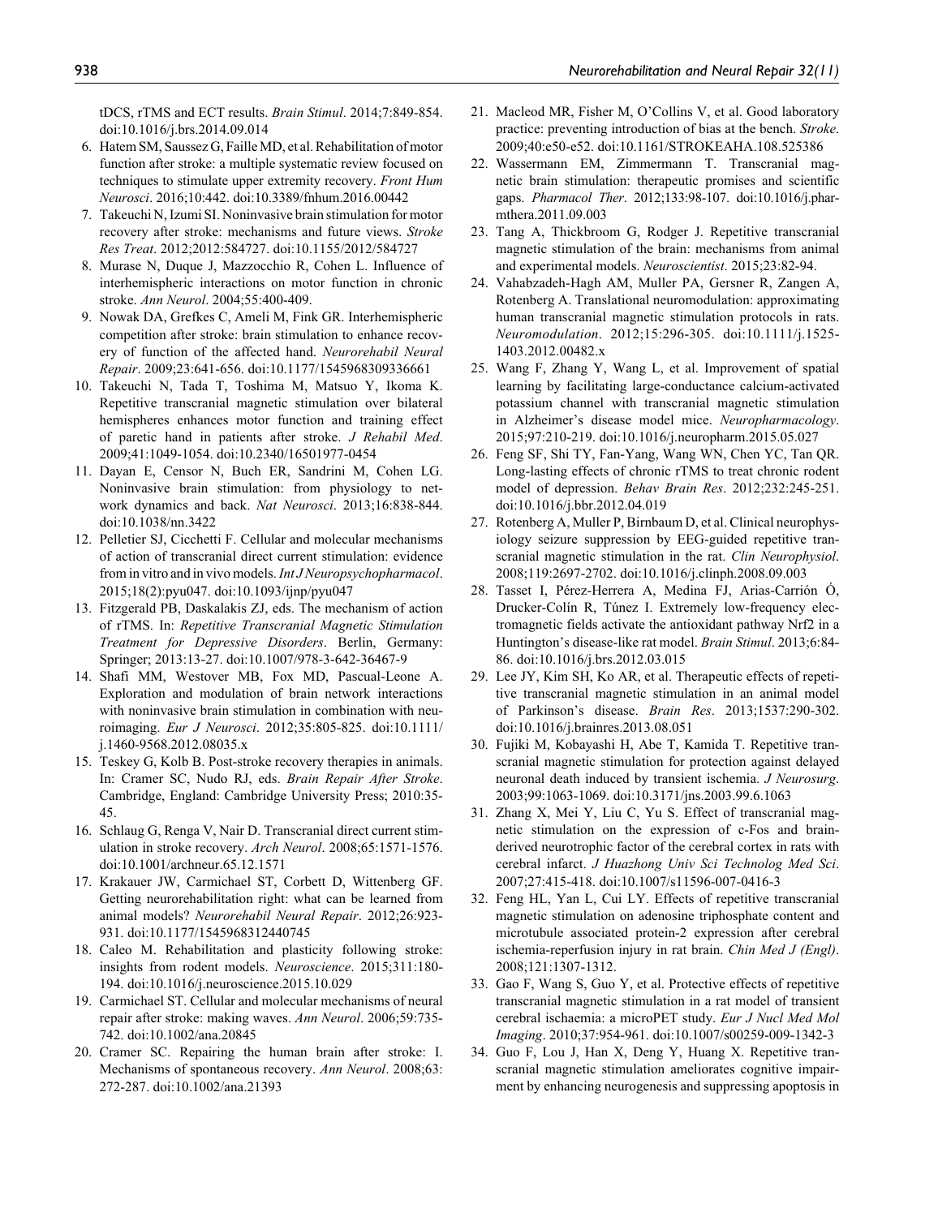tDCS, rTMS and ECT results. *Brain Stimul*. 2014;7:849-854. doi:10.1016/j.brs.2014.09.014

6. Hatem SM, Saussez G, Faille MD, et al. Rehabilitation of motor function after stroke: a multiple systematic review focused on techniques to stimulate upper extremity recovery. *Front Hum Neurosci*. 2016;10:442. doi:10.3389/fnhum.2016.00442
7. Takeuchi N, Izumi SI. Noninvasive brain stimulation for motor recovery after stroke: mechanisms and future views. *Stroke Res Treat*. 2012;2012:584727. doi:10.1155/2012/584727
8. Murase N, Duque J, Mazzocchio R, Cohen L. Influence of interhemispheric interactions on motor function in chronic stroke. *Ann Neurol*. 2004;55:400-409.
9. Nowak DA, Grefkes C, Ameli M, Fink GR. Interhemispheric competition after stroke: brain stimulation to enhance recovery of function of the affected hand. *Neurorehabil Neural Repair*. 2009;23:641-656. doi:10.1177/1545968309336661
10. Takeuchi N, Tada T, Toshima M, Matsuo Y, Ikoma K. Repetitive transcranial magnetic stimulation over bilateral hemispheres enhances motor function and training effect of paretic hand in patients after stroke. *J Rehabil Med*. 2009;41:1049-1054. doi:10.2340/16501977-0454
11. Dayan E, Censor N, Buch ER, Sandrini M, Cohen LG. Noninvasive brain stimulation: from physiology to network dynamics and back. *Nat Neurosci*. 2013;16:838-844. doi:10.1038/nn.3422
12. Pelletier SJ, Cicchetti F. Cellular and molecular mechanisms of action of transcranial direct current stimulation: evidence from in vitro and in vivo models. *Int J Neuropsychopharmacol*. 2015;18(2):pyu047. doi:10.1093/ijnp/pyu047
13. Fitzgerald PB, Daskalakis ZJ, eds. The mechanism of action of rTMS. In: *Repetitive Transcranial Magnetic Stimulation Treatment for Depressive Disorders*. Berlin, Germany: Springer; 2013:13-27. doi:10.1007/978-3-642-36467-9
14. Shafi MM, Westover MB, Fox MD, Pascual-Leone A. Exploration and modulation of brain network interactions with noninvasive brain stimulation in combination with neuroimaging. *Eur J Neurosci*. 2012;35:805-825. doi:10.1111/j.1460-9568.2012.08035.x
15. Teskey G, Kolb B. Post-stroke recovery therapies in animals. In: Cramer SC, Nudo RJ, eds. *Brain Repair After Stroke*. Cambridge, England: Cambridge University Press; 2010:35-45.
16. Schlaug G, Renga V, Nair D. Transcranial direct current stimulation in stroke recovery. *Arch Neurol*. 2008;65:1571-1576. doi:10.1001/archneur.65.12.1571
17. Krakauer JW, Carmichael ST, Corbett D, Wittenberg GF. Getting neurorehabilitation right: what can be learned from animal models? *Neurorehabil Neural Repair*. 2012;26:923-931. doi:10.1177/1545968312440745
18. Caleo M. Rehabilitation and plasticity following stroke: insights from rodent models. *Neuroscience*. 2015;311:180-194. doi:10.1016/j.neuroscience.2015.10.029
19. Carmichael ST. Cellular and molecular mechanisms of neural repair after stroke: making waves. *Ann Neurol*. 2006;59:735-742. doi:10.1002/ana.20845
20. Cramer SC. Repairing the human brain after stroke: I. Mechanisms of spontaneous recovery. *Ann Neurol*. 2008;63:272-287. doi:10.1002/ana.21393
21. Macleod MR, Fisher M, O'Collins V, et al. Good laboratory practice: preventing introduction of bias at the bench. *Stroke*. 2009;40:e50-e52. doi:10.1161/STROKEAHA.108.525386
22. Wassermann EM, Zimmermann T. Transcranial magnetic brain stimulation: therapeutic promises and scientific gaps. *Pharmacol Ther*. 2012;133:98-107. doi:10.1016/j.pharmthera.2011.09.003
23. Tang A, Thickbroom G, Rodger J. Repetitive transcranial magnetic stimulation of the brain: mechanisms from animal and experimental models. *Neuroscientist*. 2015;23:82-94.
24. Vahabzadeh-Hagh AM, Muller PA, Gersner R, Zangen A, Rotenberg A. Translational neuromodulation: approximating human transcranial magnetic stimulation protocols in rats. *Neuromodulation*. 2012;15:296-305. doi:10.1111/j.1525-1403.2012.00482.x
25. Wang F, Zhang Y, Wang L, et al. Improvement of spatial learning by facilitating large-conductance calcium-activated potassium channel with transcranial magnetic stimulation in Alzheimer's disease model mice. *Neuropharmacology*. 2015;97:210-219. doi:10.1016/j.neuropharm.2015.05.027
26. Feng SF, Shi TY, Fan-Yang, Wang WN, Chen YC, Tan QR. Long-lasting effects of chronic rTMS to treat chronic rodent model of depression. *Behav Brain Res*. 2012;232:245-251. doi:10.1016/j.bbr.2012.04.019
27. Rotenberg A, Muller P, Birnbaum D, et al. Clinical neurophysiology seizure suppression by EEG-guided repetitive transcranial magnetic stimulation in the rat. *Clin Neurophysiol*. 2008;119:2697-2702. doi:10.1016/j.clinph.2008.09.003
28. Tasset I, Pérez-Herrera A, Medina FJ, Arias-Carrión Ó, Drucker-Colín R, Túnez I. Extremely low-frequency electromagnetic fields activate the antioxidant pathway Nrf2 in a Huntington's disease-like rat model. *Brain Stimul*. 2013;6:84-86. doi:10.1016/j.brs.2012.03.015
29. Lee JY, Kim SH, Ko AR, et al. Therapeutic effects of repetitive transcranial magnetic stimulation in an animal model of Parkinson's disease. *Brain Res*. 2013;1537:290-302. doi:10.1016/j.brainres.2013.08.051
30. Fujiki M, Kobayashi H, Abe T, Kamida T. Repetitive transcranial magnetic stimulation for protection against delayed neuronal death induced by transient ischemia. *J Neurosurg*. 2003;99:1063-1069. doi:10.3171/jns.2003.99.6.1063
31. Zhang X, Mei Y, Liu C, Yu S. Effect of transcranial magnetic stimulation on the expression of c-Fos and brain-derived neurotrophic factor of the cerebral cortex in rats with cerebral infarct. *J Huazhong Univ Sci Technolog Med Sci*. 2007;27:415-418. doi:10.1007/s11596-007-0416-3
32. Feng HL, Yan L, Cui LY. Effects of repetitive transcranial magnetic stimulation on adenosine triphosphate content and microtubule associated protein-2 expression after cerebral ischemia-reperfusion injury in rat brain. *Chin Med J (Engl)*. 2008;121:1307-1312.
33. Gao F, Wang S, Guo Y, et al. Protective effects of repetitive transcranial magnetic stimulation in a rat model of transient cerebral ischaemia: a microPET study. *Eur J Nucl Med Mol Imaging*. 2010;37:954-961. doi:10.1007/s00259-009-1342-3
34. Guo F, Lou J, Han X, Deng Y, Huang X. Repetitive transcranial magnetic stimulation ameliorates cognitive impairment by enhancing neurogenesis and suppressing apoptosis in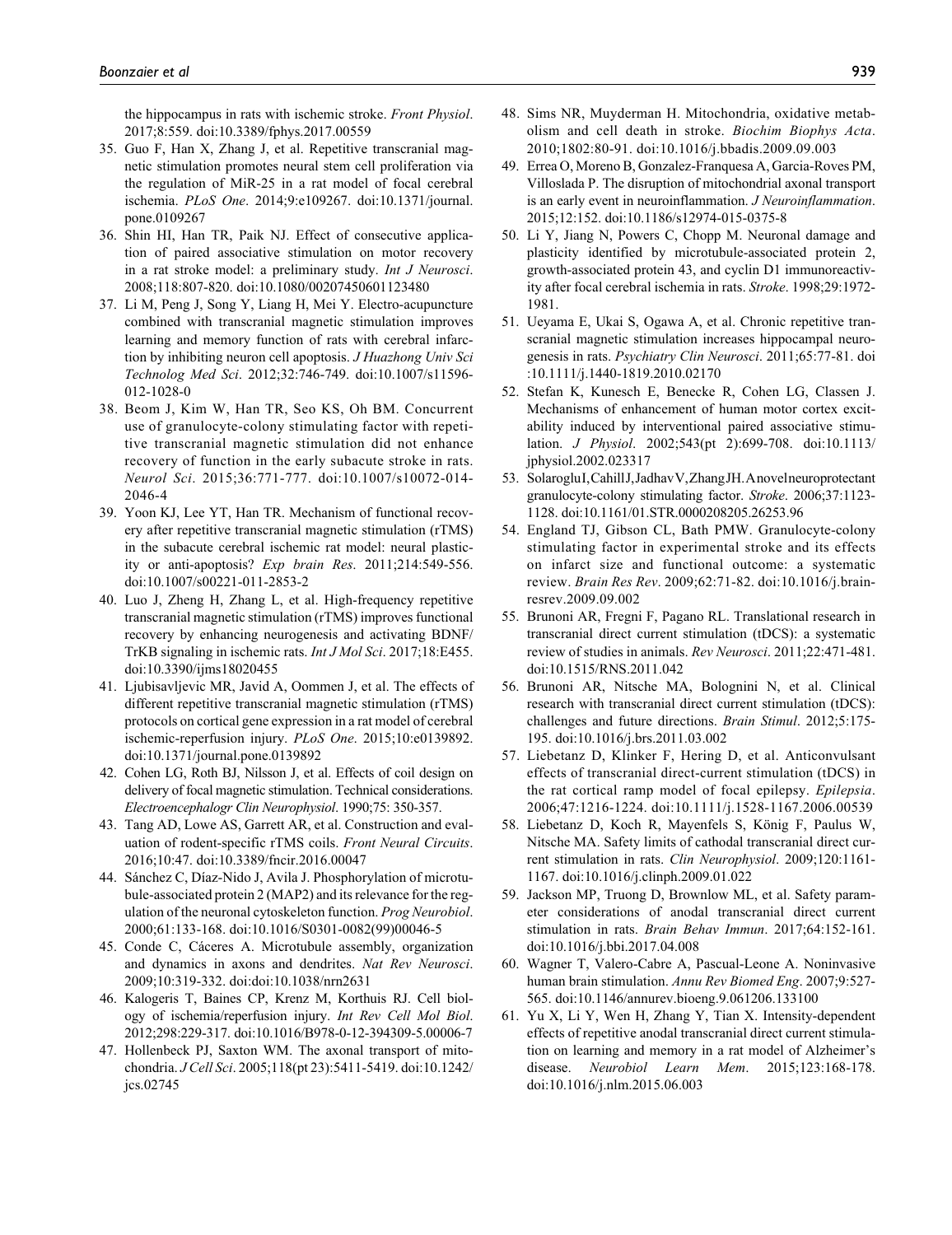the hippocampus in rats with ischemic stroke. *Front Physiol*. 2017;8:559. doi:10.3389/fphys.2017.00559

35. Guo F, Han X, Zhang J, et al. Repetitive transcranial magnetic stimulation promotes neural stem cell proliferation via the regulation of MiR-25 in a rat model of focal cerebral ischemia. *PLoS One*. 2014;9:e109267. doi:10.1371/journal.pone.0109267
36. Shin HI, Han TR, Paik NJ. Effect of consecutive application of paired associative stimulation on motor recovery in a rat stroke model: a preliminary study. *Int J Neurosci*. 2008;118:807-820. doi:10.1080/00207450601123480
37. Li M, Peng J, Song Y, Liang H, Mei Y. Electro-acupuncture combined with transcranial magnetic stimulation improves learning and memory function of rats with cerebral infarction by inhibiting neuron cell apoptosis. *J Huazhong Univ Sci Technolog Med Sci*. 2012;32:746-749. doi:10.1007/s11596-012-1028-0
38. Beom J, Kim W, Han TR, Seo KS, Oh BM. Concurrent use of granulocyte-colony stimulating factor with repetitive transcranial magnetic stimulation did not enhance recovery of function in the early subacute stroke in rats. *Neurol Sci*. 2015;36:771-777. doi:10.1007/s10072-014-2046-4
39. Yoon KJ, Lee YT, Han TR. Mechanism of functional recovery after repetitive transcranial magnetic stimulation (rTMS) in the subacute cerebral ischemic rat model: neural plasticity or anti-apoptosis? *Exp brain Res*. 2011;214:549-556. doi:10.1007/s00221-011-2853-2
40. Luo J, Zheng H, Zhang L, et al. High-frequency repetitive transcranial magnetic stimulation (rTMS) improves functional recovery by enhancing neurogenesis and activating BDNF/TrKB signaling in ischemic rats. *Int J Mol Sci*. 2017;18:E455. doi:10.3390/ijms18020455
41. Ljubisavljevic MR, Javid A, Oommen J, et al. The effects of different repetitive transcranial magnetic stimulation (rTMS) protocols on cortical gene expression in a rat model of cerebral ischemic-reperfusion injury. *PLoS One*. 2015;10:e0139892. doi:10.1371/journal.pone.0139892
42. Cohen LG, Roth BJ, Nilsson J, et al. Effects of coil design on delivery of focal magnetic stimulation. Technical considerations. *Electroencephalogr Clin Neurophysiol*. 1990;75: 350-357.
43. Tang AD, Lowe AS, Garrett AR, et al. Construction and evaluation of rodent-specific rTMS coils. *Front Neural Circuits*. 2016;10:47. doi:10.3389/fncir.2016.00047
44. Sánchez C, Díaz-Nido J, Avila J. Phosphorylation of microtubule-associated protein 2 (MAP2) and its relevance for the regulation of the neuronal cytoskeleton function. *Prog Neurobiol*. 2000;61:133-168. doi:10.1016/S0301-0082(99)00046-5
45. Conde C, Cáceres A. Microtubule assembly, organization and dynamics in axons and dendrites. *Nat Rev Neurosci*. 2009;10:319-332. doi:doi:10.1038/nrn2631
46. Kalogeris T, Baines CP, Krenz M, Korthuis RJ. Cell biology of ischemia/reperfusion injury. *Int Rev Cell Mol Biol*. 2012;298:229-317. doi:10.1016/B978-0-12-394309-5.00006-7
47. Hollenbeck PJ, Saxton WM. The axonal transport of mitochondria. *J Cell Sci*. 2005;118(pt 23):5411-5419. doi:10.1242/jcs.02745
48. Sims NR, Muyderman H. Mitochondria, oxidative metabolism and cell death in stroke. *Biochim Biophys Acta*. 2010;1802:80-91. doi:10.1016/j.bbadis.2009.09.003
49. Errea O, Moreno B, Gonzalez-Franquesa A, Garcia-Roves PM, Villoslada P. The disruption of mitochondrial axonal transport is an early event in neuroinflammation. *J Neuroinflammation*. 2015;12:152. doi:10.1186/s12974-015-0375-8
50. Li Y, Jiang N, Powers C, Chopp M. Neuronal damage and plasticity identified by microtubule-associated protein 2, growth-associated protein 43, and cyclin D1 immunoreactivity after focal cerebral ischemia in rats. *Stroke*. 1998;29:1972-1981.
51. Ueyama E, Ukai S, Ogawa A, et al. Chronic repetitive transcranial magnetic stimulation increases hippocampal neurogenesis in rats. *Psychiatry Clin Neurosci*. 2011;65:77-81. doi:10.1111/j.1440-1819.2010.02170
52. Stefan K, Kunesch E, Benecke R, Cohen LG, Classen J. Mechanisms of enhancement of human motor cortex excitability induced by interventional paired associative stimulation. *J Physiol*. 2002;543(pt 2):699-708. doi:10.1113/jphysiol.2002.023317
53. Solaroglu I, Cahill J, Jadhav V, Zhang JH. A novel neuroprotectant granulocyte-colony stimulating factor. *Stroke*. 2006;37:1123-1128. doi:10.1161/01.STR.0000208205.26253.96
54. England TJ, Gibson CL, Bath PMW. Granulocyte-colony stimulating factor in experimental stroke and its effects on infarct size and functional outcome: a systematic review. *Brain Res Rev*. 2009;62:71-82. doi:10.1016/j.brainresrev.2009.09.002
55. Brunoni AR, Fregni F, Pagano RL. Translational research in transcranial direct current stimulation (tDCS): a systematic review of studies in animals. *Rev Neurosci*. 2011;22:471-481. doi:10.1515/RNS.2011.042
56. Brunoni AR, Nitsche MA, Bolognini N, et al. Clinical research with transcranial direct current stimulation (tDCS): challenges and future directions. *Brain Stimul*. 2012;5:175-195. doi:10.1016/j.brs.2011.03.002
57. Liebetanz D, Klinker F, Hering D, et al. Anticonvulsant effects of transcranial direct-current stimulation (tDCS) in the rat cortical ramp model of focal epilepsy. *Epilepsia*. 2006;47:1216-1224. doi:10.1111/j.1528-1167.2006.00539
58. Liebetanz D, Koch R, Mayenfels S, König F, Paulus W, Nitsche MA. Safety limits of cathodal transcranial direct current stimulation in rats. *Clin Neurophysiol*. 2009;120:1161-1167. doi:10.1016/j.clinph.2009.01.022
59. Jackson MP, Truong D, Brownlow ML, et al. Safety parameter considerations of anodal transcranial direct current stimulation in rats. *Brain Behav Immun*. 2017;64:152-161. doi:10.1016/j.bbi.2017.04.008
60. Wagner T, Valero-Cabre A, Pascual-Leone A. Noninvasive human brain stimulation. *Annu Rev Biomed Eng*. 2007;9:527-565. doi:10.1146/annurev.bioeng.9.061206.133100
61. Yu X, Li Y, Wen H, Zhang Y, Tian X. Intensity-dependent effects of repetitive anodal transcranial direct current stimulation on learning and memory in a rat model of Alzheimer's disease. *Neurobiol Learn Mem*. 2015;123:168-178. doi:10.1016/j.nlm.2015.06.003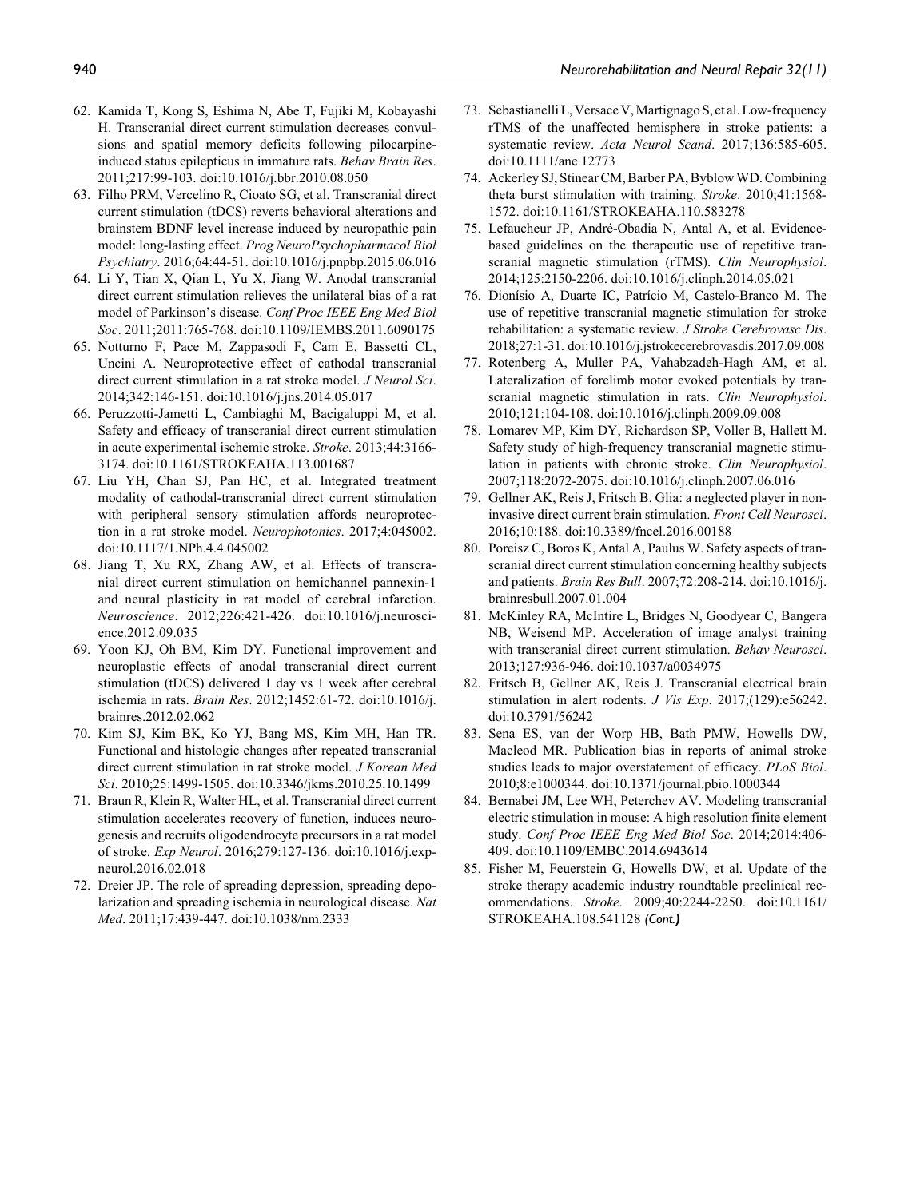62. Kamida T, Kong S, Eshima N, Abe T, Fujiki M, Kobayashi H. Transcranial direct current stimulation decreases convulsions and spatial memory deficits following pilocarpine-induced status epilepticus in immature rats. *Behav Brain Res*. 2011;217:99-103. doi:10.1016/j.bbr.2010.08.050
63. Filho PRM, Vercelino R, Cioato SG, et al. Transcranial direct current stimulation (tDCS) reverts behavioral alterations and brainstem BDNF level increase induced by neuropathic pain model: long-lasting effect. *Prog NeuroPsychopharmacol Biol Psychiatry*. 2016;64:44-51. doi:10.1016/j.pnpbp.2015.06.016
64. Li Y, Tian X, Qian L, Yu X, Jiang W. Anodal transcranial direct current stimulation relieves the unilateral bias of a rat model of Parkinson's disease. *Conf Proc IEEE Eng Med Biol Soc*. 2011;2011:765-768. doi:10.1109/IEMBS.2011.6090175
65. Notturno F, Pace M, Zappasodi F, Cam E, Bassetti CL, Uncini A. Neuroprotective effect of cathodal transcranial direct current stimulation in a rat stroke model. *J Neurol Sci*. 2014;342:146-151. doi:10.1016/j.jns.2014.05.017
66. Peruzzotti-Jametti L, Cambiaghi M, Bacigaluppi M, et al. Safety and efficacy of transcranial direct current stimulation in acute experimental ischemic stroke. *Stroke*. 2013;44:3166-3174. doi:10.1161/STROKEAHA.113.001687
67. Liu YH, Chan SJ, Pan HC, et al. Integrated treatment modality of cathodal-transcranial direct current stimulation with peripheral sensory stimulation affords neuroprotection in a rat stroke model. *Neurophotonics*. 2017;4:045002. doi:10.1117/1.NPh.4.4.045002
68. Jiang T, Xu RX, Zhang AW, et al. Effects of transcranial direct current stimulation on hemichannel pannexin-1 and neural plasticity in rat model of cerebral infarction. *Neuroscience*. 2012;226:421-426. doi:10.1016/j.neuroscience.2012.09.035
69. Yoon KJ, Oh BM, Kim DY. Functional improvement and neuroplastic effects of anodal transcranial direct current stimulation (tDCS) delivered 1 day vs 1 week after cerebral ischemia in rats. *Brain Res*. 2012;1452:61-72. doi:10.1016/j.brainres.2012.02.062
70. Kim SJ, Kim BK, Ko YJ, Bang MS, Kim MH, Han TR. Functional and histologic changes after repeated transcranial direct current stimulation in rat stroke model. *J Korean Med Sci*. 2010;25:1499-1505. doi:10.3346/jkms.2010.25.10.1499
71. Braun R, Klein R, Walter HL, et al. Transcranial direct current stimulation accelerates recovery of function, induces neurogenesis and recruits oligodendrocyte precursors in a rat model of stroke. *Exp Neurol*. 2016;279:127-136. doi:10.1016/j.expneurol.2016.02.018
72. Dreier JP. The role of spreading depression, spreading depolarization and spreading ischemia in neurological disease. *Nat Med*. 2011;17:439-447. doi:10.1038/nm.2333
73. Sebastianelli L, Versace V, Martignago S, et al. Low-frequency rTMS of the unaffected hemisphere in stroke patients: a systematic review. *Acta Neurol Scand*. 2017;136:585-605. doi:10.1111/ane.12773
74. Ackerley SJ, Stinear CM, Barber PA, Byblow WD. Combining theta burst stimulation with training. *Stroke*. 2010;41:1568-1572. doi:10.1161/STROKEAHA.110.583278
75. Lefaucheur JP, André-Obadia N, Antal A, et al. Evidence-based guidelines on the therapeutic use of repetitive transcranial magnetic stimulation (rTMS). *Clin Neurophysiol*. 2014;125:2150-2206. doi:10.1016/j.clinph.2014.05.021
76. Dionísio A, Duarte IC, Patrício M, Castelo-Branco M. The use of repetitive transcranial magnetic stimulation for stroke rehabilitation: a systematic review. *J Stroke Cerebrovasc Dis*. 2018;27:1-31. doi:10.1016/j.jstrokecerebrovasdis.2017.09.008
77. Rotenberg A, Muller PA, Vahabzadeh-Hagh AM, et al. Lateralization of forelimb motor evoked potentials by transcranial magnetic stimulation in rats. *Clin Neurophysiol*. 2010;121:104-108. doi:10.1016/j.clinph.2009.09.008
78. Lomarev MP, Kim DY, Richardson SP, Voller B, Hallett M. Safety study of high-frequency transcranial magnetic stimulation in patients with chronic stroke. *Clin Neurophysiol*. 2007;118:2072-2075. doi:10.1016/j.clinph.2007.06.016
79. Gellner AK, Reis J, Fritsch B. Glia: a neglected player in non-invasive direct current brain stimulation. *Front Cell Neurosci*. 2016;10:188. doi:10.3389/fncel.2016.00188
80. Poreisz C, Boros K, Antal A, Paulus W. Safety aspects of transcranial direct current stimulation concerning healthy subjects and patients. *Brain Res Bull*. 2007;72:208-214. doi:10.1016/j.brainresbull.2007.01.004
81. McKinley RA, McIntire L, Bridges N, Goodyear C, Bangera NB, Weisend MP. Acceleration of image analyst training with transcranial direct current stimulation. *Behav Neurosci*. 2013;127:936-946. doi:10.1037/a0034975
82. Fritsch B, Gellner AK, Reis J. Transcranial electrical brain stimulation in alert rodents. *J Vis Exp*. 2017;(129):e56242. doi:10.3791/56242
83. Sena ES, van der Worp HB, Bath PMW, Howells DW, Macleod MR. Publication bias in reports of animal stroke studies leads to major overstatement of efficacy. *PLoS Biol*. 2010;8:e1000344. doi:10.1371/journal.pbio.1000344
84. Bernabei JM, Lee WH, Peterchev AV. Modeling transcranial electric stimulation in mouse: A high resolution finite element study. *Conf Proc IEEE Eng Med Biol Soc*. 2014;2014:406-409. doi:10.1109/EMBC.2014.6943614
85. Fisher M, Feuerstein G, Howells DW, et al. Update of the stroke therapy academic industry roundtable preclinical recommendations. *Stroke*. 2009;40:2244-2250. doi:10.1161/STROKEAHA.108.541128 ***(Cont.)***